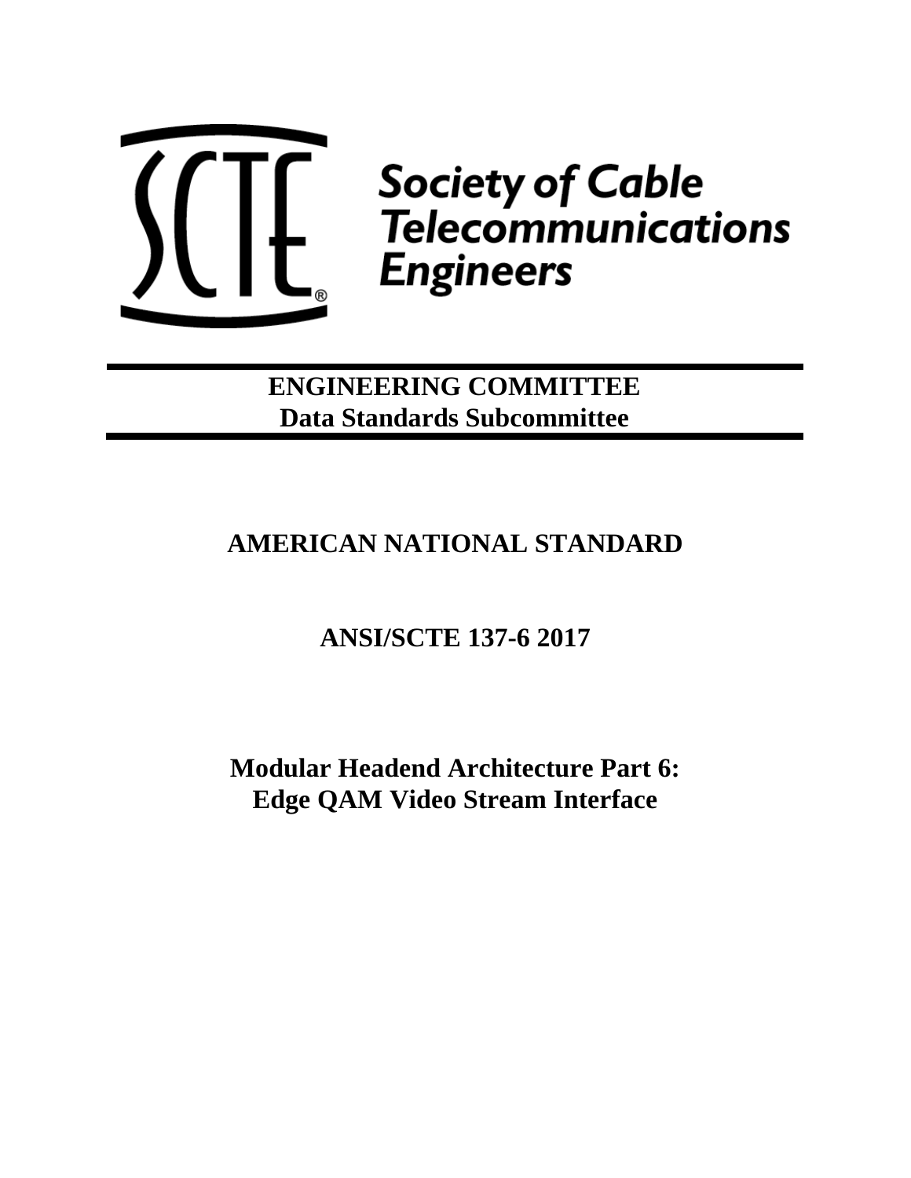Society of Cable Telecommunications Engineers

**ENGINEERING COMMITTEE**
**Data Standards Subcommittee**

# AMERICAN NATIONAL STANDARD

# ANSI/SCTE 137-6 2017

# Modular Headend Architecture Part 6: Edge QAM Video Stream Interface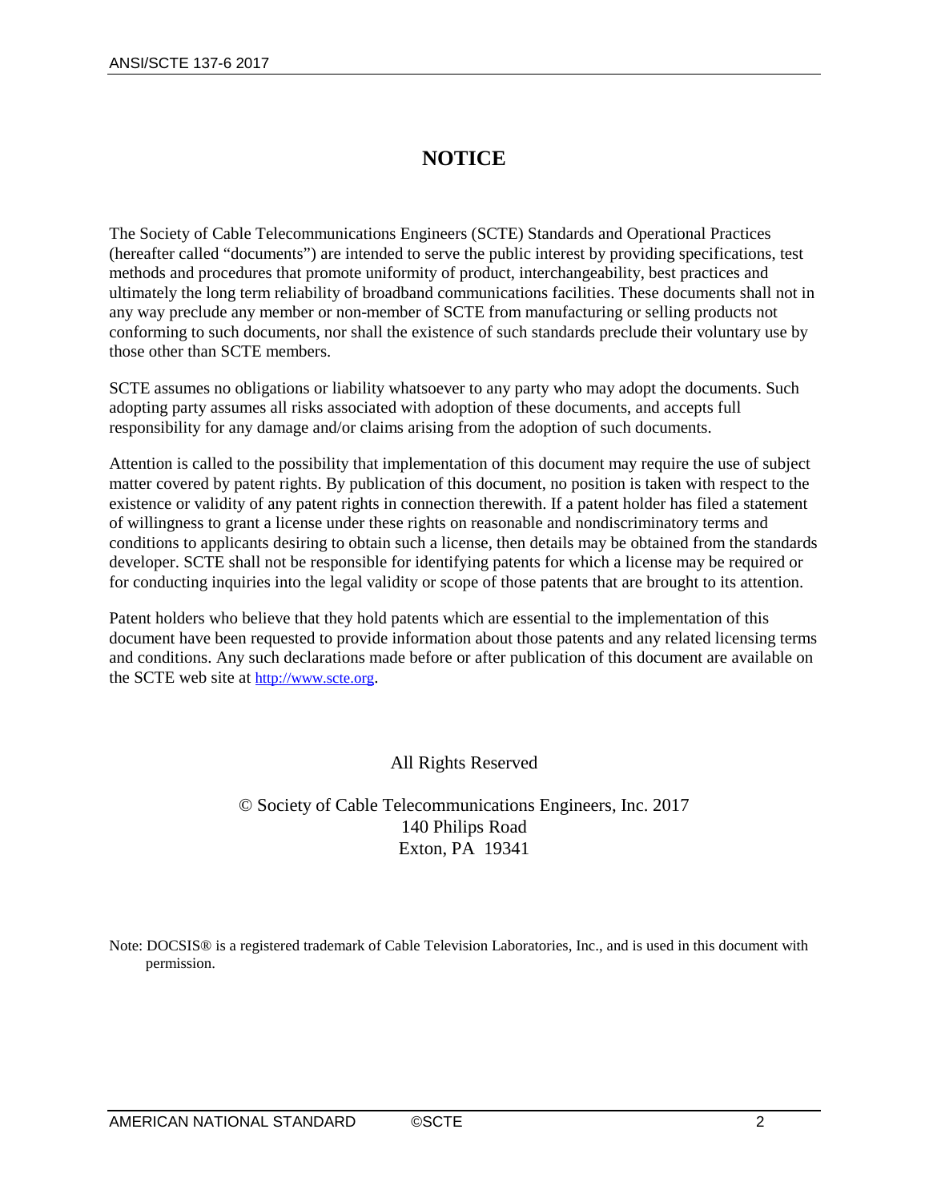# NOTICE

The Society of Cable Telecommunications Engineers (SCTE) Standards and Operational Practices (hereafter called "documents") are intended to serve the public interest by providing specifications, test methods and procedures that promote uniformity of product, interchangeability, best practices and ultimately the long term reliability of broadband communications facilities. These documents shall not in any way preclude any member or non-member of SCTE from manufacturing or selling products not conforming to such documents, nor shall the existence of such standards preclude their voluntary use by those other than SCTE members.

SCTE assumes no obligations or liability whatsoever to any party who may adopt the documents. Such adopting party assumes all risks associated with adoption of these documents, and accepts full responsibility for any damage and/or claims arising from the adoption of such documents.

Attention is called to the possibility that implementation of this document may require the use of subject matter covered by patent rights. By publication of this document, no position is taken with respect to the existence or validity of any patent rights in connection therewith. If a patent holder has filed a statement of willingness to grant a license under these rights on reasonable and nondiscriminatory terms and conditions to applicants desiring to obtain such a license, then details may be obtained from the standards developer. SCTE shall not be responsible for identifying patents for which a license may be required or for conducting inquiries into the legal validity or scope of those patents that are brought to its attention.

Patent holders who believe that they hold patents which are essential to the implementation of this document have been requested to provide information about those patents and any related licensing terms and conditions. Any such declarations made before or after publication of this document are available on the SCTE web site at http://www.scte.org.

All Rights Reserved

© Society of Cable Telecommunications Engineers, Inc. 2017
140 Philips Road
Exton, PA 19341

Note: DOCSIS® is a registered trademark of Cable Television Laboratories, Inc., and is used in this document with permission.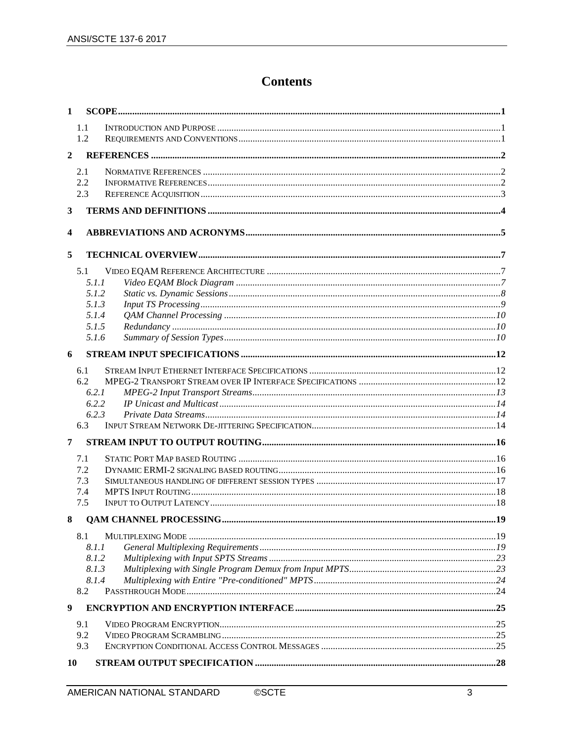# Contents

**1 SCOPE ... 1**

- 1.1 Introduction and Purpose ... 1
- 1.2 Requirements and Conventions ... 1

**2 REFERENCES ... 2**

- 2.1 Normative References ... 2
- 2.2 Informative References ... 2
- 2.3 Reference Acquisition ... 3

**3 TERMS AND DEFINITIONS ... 4**

**4 ABBREVIATIONS AND ACRONYMS ... 5**

**5 TECHNICAL OVERVIEW ... 7**

- 5.1 Video EQAM Reference Architecture ... 7
  - *5.1.1 Video EQAM Block Diagram ... 7*
  - *5.1.2 Static vs. Dynamic Sessions ... 8*
  - *5.1.3 Input TS Processing ... 9*
  - *5.1.4 QAM Channel Processing ... 10*
  - *5.1.5 Redundancy ... 10*
  - *5.1.6 Summary of Session Types ... 10*

**6 STREAM INPUT SPECIFICATIONS ... 12**

- 6.1 Stream Input Ethernet Interface Specifications ... 12
- 6.2 MPEG-2 Transport Stream over IP Interface Specifications ... 12
  - *6.2.1 MPEG-2 Input Transport Streams ... 13*
  - *6.2.2 IP Unicast and Multicast ... 14*
  - *6.2.3 Private Data Streams ... 14*
- 6.3 Input Stream Network De-jittering Specification ... 14

**7 STREAM INPUT TO OUTPUT ROUTING ... 16**

- 7.1 Static Port Map based Routing ... 16
- 7.2 Dynamic ERMI-2 signaling based routing ... 16
- 7.3 Simultaneous handling of different session types ... 17
- 7.4 MPTS Input Routing ... 18
- 7.5 Input to Output Latency ... 18

**8 QAM CHANNEL PROCESSING ... 19**

- 8.1 Multiplexing Mode ... 19
  - *8.1.1 General Multiplexing Requirements ... 19*
  - *8.1.2 Multiplexing with Input SPTS Streams ... 23*
  - *8.1.3 Multiplexing with Single Program Demux from Input MPTS ... 23*
  - *8.1.4 Multiplexing with Entire "Pre-conditioned" MPTS ... 24*
- 8.2 Passthrough Mode ... 24

**9 ENCRYPTION AND ENCRYPTION INTERFACE ... 25**

- 9.1 Video Program Encryption ... 25
- 9.2 Video Program Scrambling ... 25
- 9.3 Encryption Conditional Access Control Messages ... 25

**10 STREAM OUTPUT SPECIFICATION ... 28**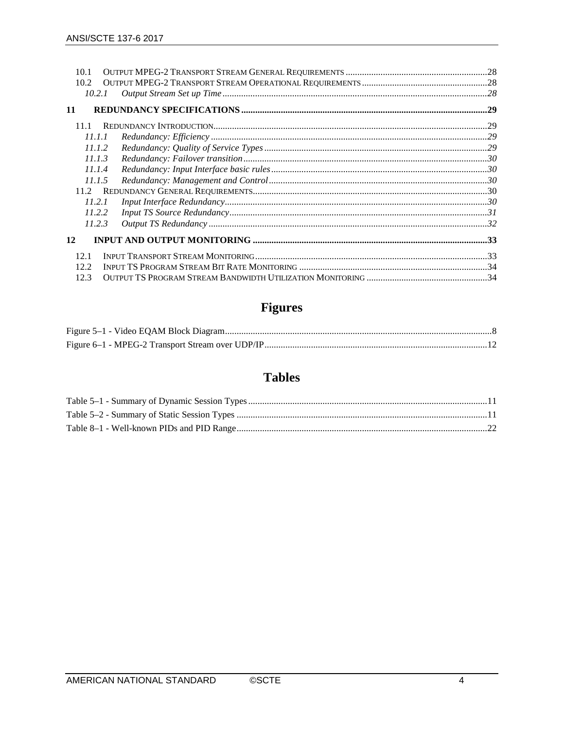10.1 OUTPUT MPEG-2 TRANSPORT STREAM GENERAL REQUIREMENTS ....28
10.2 OUTPUT MPEG-2 TRANSPORT STREAM OPERATIONAL REQUIREMENTS ....28
*10.2.1 Output Stream Set up Time* ....28

**11 REDUNDANCY SPECIFICATIONS ....29**

11.1 REDUNDANCY INTRODUCTION ....29
*11.1.1 Redundancy: Efficiency* ....29
*11.1.2 Redundancy: Quality of Service Types* ....29
*11.1.3 Redundancy: Failover transition* ....30
*11.1.4 Redundancy: Input Interface basic rules* ....30
*11.1.5 Redundancy: Management and Control* ....30
11.2 REDUNDANCY GENERAL REQUIREMENTS ....30
*11.2.1 Input Interface Redundancy* ....30
*11.2.2 Input TS Source Redundancy* ....31
*11.2.3 Output TS Redundancy* ....32

**12 INPUT AND OUTPUT MONITORING ....33**

12.1 INPUT TRANSPORT STREAM MONITORING ....33
12.2 INPUT TS PROGRAM STREAM BIT RATE MONITORING ....34
12.3 OUTPUT TS PROGRAM STREAM BANDWIDTH UTILIZATION MONITORING ....34

# Figures

Figure 5–1 - Video EQAM Block Diagram ....8
Figure 6–1 - MPEG-2 Transport Stream over UDP/IP ....12

# Tables

Table 5–1 - Summary of Dynamic Session Types ....11
Table 5–2 - Summary of Static Session Types ....11
Table 8–1 - Well-known PIDs and PID Range ....22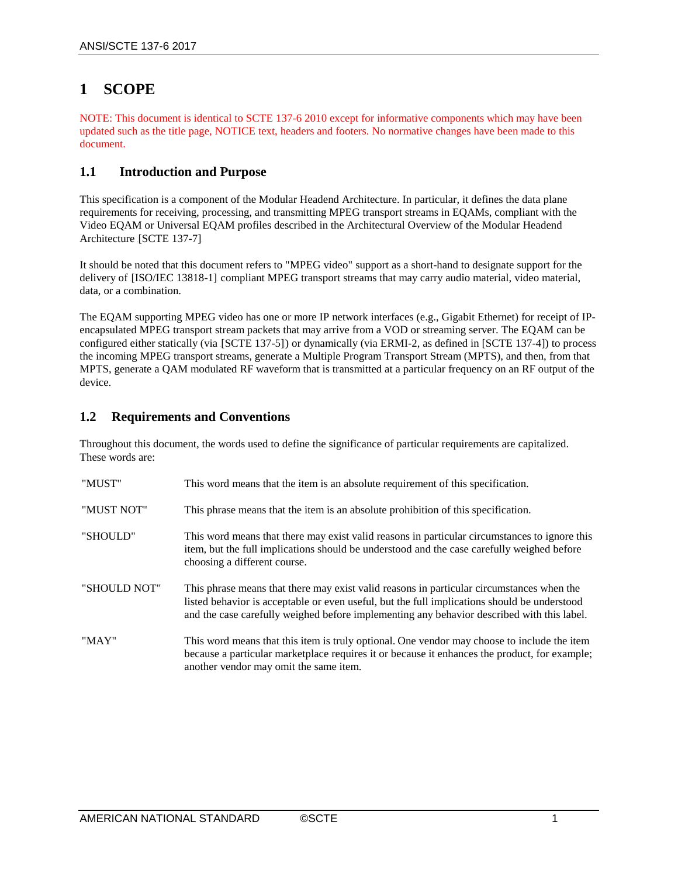# 1 SCOPE

NOTE: This document is identical to SCTE 137-6 2010 except for informative components which may have been updated such as the title page, NOTICE text, headers and footers. No normative changes have been made to this document.

## 1.1 Introduction and Purpose

This specification is a component of the Modular Headend Architecture. In particular, it defines the data plane requirements for receiving, processing, and transmitting MPEG transport streams in EQAMs, compliant with the Video EQAM or Universal EQAM profiles described in the Architectural Overview of the Modular Headend Architecture [SCTE 137-7]

It should be noted that this document refers to "MPEG video" support as a short-hand to designate support for the delivery of [ISO/IEC 13818-1] compliant MPEG transport streams that may carry audio material, video material, data, or a combination.

The EQAM supporting MPEG video has one or more IP network interfaces (e.g., Gigabit Ethernet) for receipt of IP-encapsulated MPEG transport stream packets that may arrive from a VOD or streaming server. The EQAM can be configured either statically (via [SCTE 137-5]) or dynamically (via ERMI-2, as defined in [SCTE 137-4]) to process the incoming MPEG transport streams, generate a Multiple Program Transport Stream (MPTS), and then, from that MPTS, generate a QAM modulated RF waveform that is transmitted at a particular frequency on an RF output of the device.

## 1.2 Requirements and Conventions

Throughout this document, the words used to define the significance of particular requirements are capitalized. These words are:

| | |
|---|---|
| "MUST" | This word means that the item is an absolute requirement of this specification. |
| "MUST NOT" | This phrase means that the item is an absolute prohibition of this specification. |
| "SHOULD" | This word means that there may exist valid reasons in particular circumstances to ignore this item, but the full implications should be understood and the case carefully weighed before choosing a different course. |
| "SHOULD NOT" | This phrase means that there may exist valid reasons in particular circumstances when the listed behavior is acceptable or even useful, but the full implications should be understood and the case carefully weighed before implementing any behavior described with this label. |
| "MAY" | This word means that this item is truly optional. One vendor may choose to include the item because a particular marketplace requires it or because it enhances the product, for example; another vendor may omit the same item. |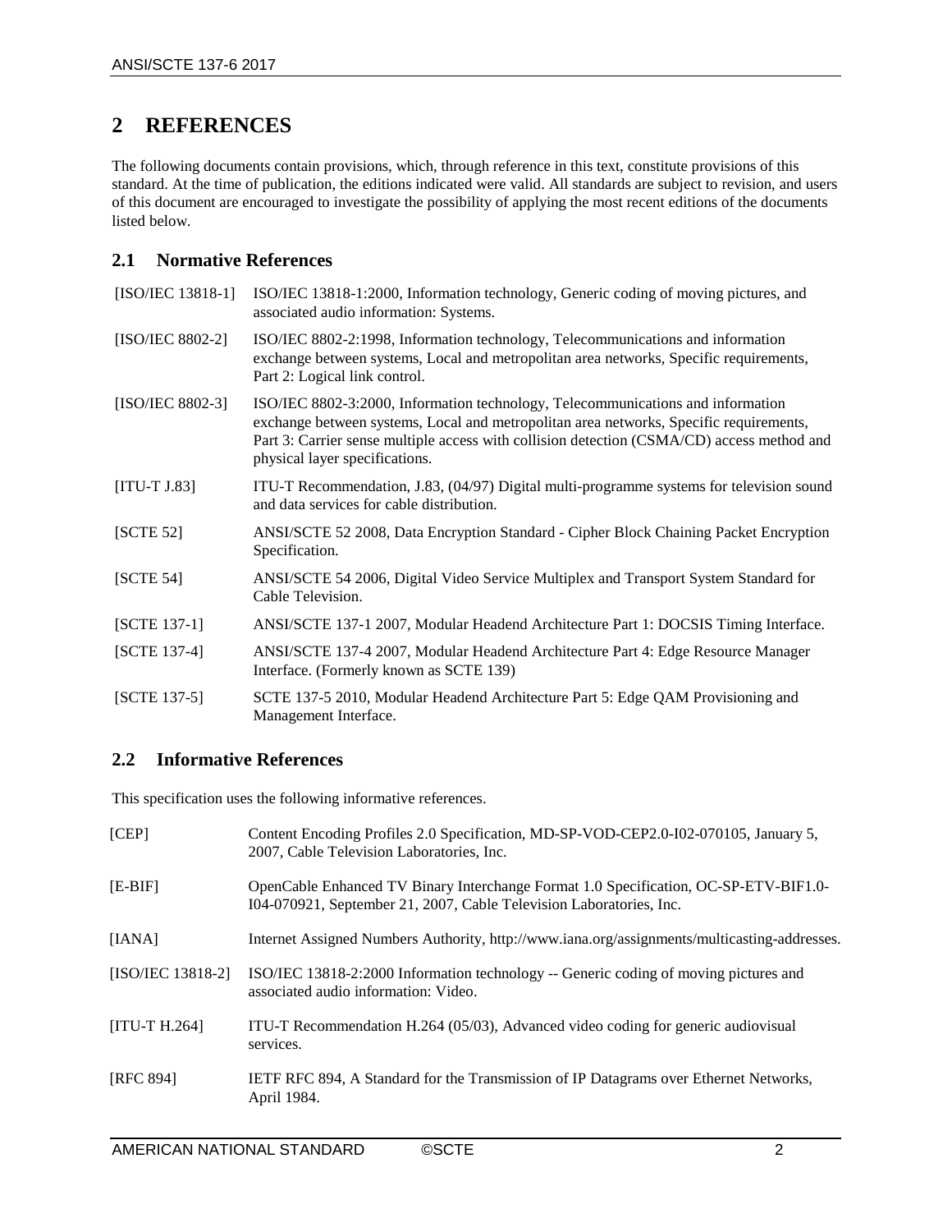# 2 REFERENCES

The following documents contain provisions, which, through reference in this text, constitute provisions of this standard. At the time of publication, the editions indicated were valid. All standards are subject to revision, and users of this document are encouraged to investigate the possibility of applying the most recent editions of the documents listed below.

## 2.1 Normative References

| | |
|---|---|
| [ISO/IEC 13818-1] | ISO/IEC 13818-1:2000, Information technology, Generic coding of moving pictures, and associated audio information: Systems. |
| [ISO/IEC 8802-2] | ISO/IEC 8802-2:1998, Information technology, Telecommunications and information exchange between systems, Local and metropolitan area networks, Specific requirements, Part 2: Logical link control. |
| [ISO/IEC 8802-3] | ISO/IEC 8802-3:2000, Information technology, Telecommunications and information exchange between systems, Local and metropolitan area networks, Specific requirements, Part 3: Carrier sense multiple access with collision detection (CSMA/CD) access method and physical layer specifications. |
| [ITU-T J.83] | ITU-T Recommendation, J.83, (04/97) Digital multi-programme systems for television sound and data services for cable distribution. |
| [SCTE 52] | ANSI/SCTE 52 2008, Data Encryption Standard - Cipher Block Chaining Packet Encryption Specification. |
| [SCTE 54] | ANSI/SCTE 54 2006, Digital Video Service Multiplex and Transport System Standard for Cable Television. |
| [SCTE 137-1] | ANSI/SCTE 137-1 2007, Modular Headend Architecture Part 1: DOCSIS Timing Interface. |
| [SCTE 137-4] | ANSI/SCTE 137-4 2007, Modular Headend Architecture Part 4: Edge Resource Manager Interface. (Formerly known as SCTE 139) |
| [SCTE 137-5] | SCTE 137-5 2010, Modular Headend Architecture Part 5: Edge QAM Provisioning and Management Interface. |

## 2.2 Informative References

This specification uses the following informative references.

| | |
|---|---|
| [CEP] | Content Encoding Profiles 2.0 Specification, MD-SP-VOD-CEP2.0-I02-070105, January 5, 2007, Cable Television Laboratories, Inc. |
| [E-BIF] | OpenCable Enhanced TV Binary Interchange Format 1.0 Specification, OC-SP-ETV-BIF1.0-I04-070921, September 21, 2007, Cable Television Laboratories, Inc. |
| [IANA] | Internet Assigned Numbers Authority, http://www.iana.org/assignments/multicasting-addresses. |
| [ISO/IEC 13818-2] | ISO/IEC 13818-2:2000 Information technology -- Generic coding of moving pictures and associated audio information: Video. |
| [ITU-T H.264] | ITU-T Recommendation H.264 (05/03), Advanced video coding for generic audiovisual services. |
| [RFC 894] | IETF RFC 894, A Standard for the Transmission of IP Datagrams over Ethernet Networks, April 1984. |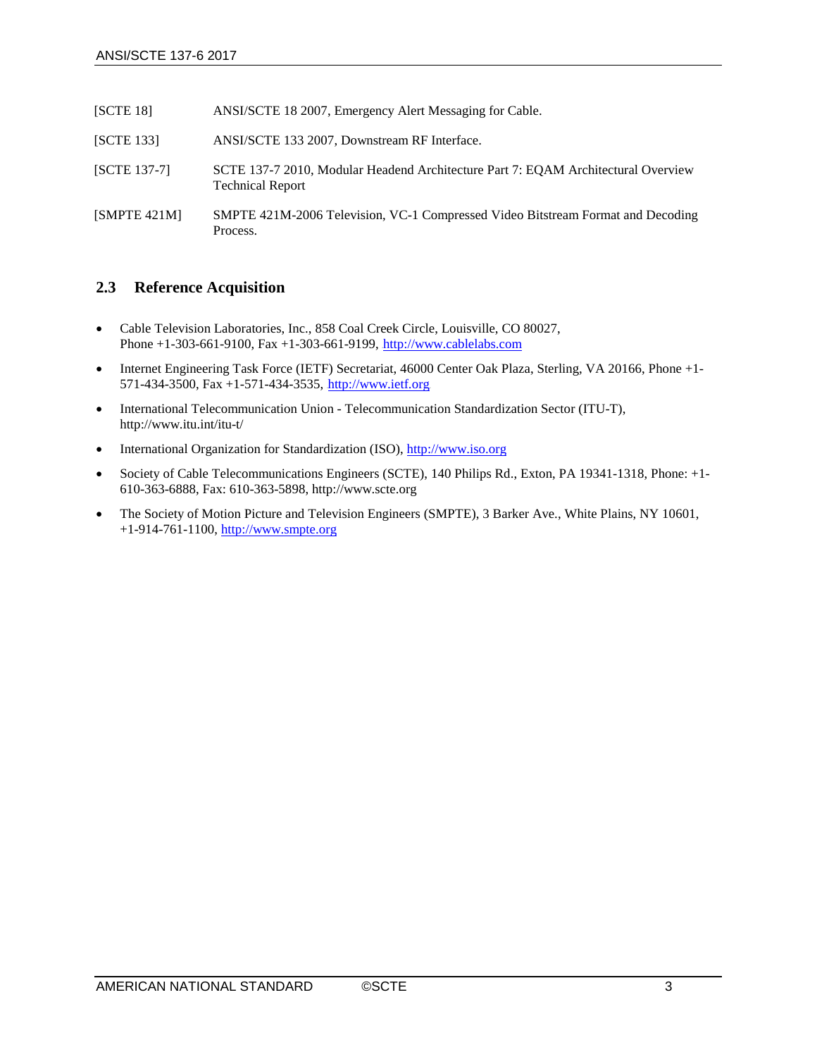[SCTE 18] ANSI/SCTE 18 2007, Emergency Alert Messaging for Cable.

[SCTE 133] ANSI/SCTE 133 2007, Downstream RF Interface.

[SCTE 137-7] SCTE 137-7 2010, Modular Headend Architecture Part 7: EQAM Architectural Overview Technical Report

[SMPTE 421M] SMPTE 421M-2006 Television, VC-1 Compressed Video Bitstream Format and Decoding Process.

## 2.3 Reference Acquisition

- Cable Television Laboratories, Inc., 858 Coal Creek Circle, Louisville, CO 80027, Phone +1-303-661-9100, Fax +1-303-661-9199, http://www.cablelabs.com
- Internet Engineering Task Force (IETF) Secretariat, 46000 Center Oak Plaza, Sterling, VA 20166, Phone +1-571-434-3500, Fax +1-571-434-3535, http://www.ietf.org
- International Telecommunication Union - Telecommunication Standardization Sector (ITU-T), http://www.itu.int/itu-t/
- International Organization for Standardization (ISO), http://www.iso.org
- Society of Cable Telecommunications Engineers (SCTE), 140 Philips Rd., Exton, PA 19341-1318, Phone: +1-610-363-6888, Fax: 610-363-5898, http://www.scte.org
- The Society of Motion Picture and Television Engineers (SMPTE), 3 Barker Ave., White Plains, NY 10601, +1-914-761-1100, http://www.smpte.org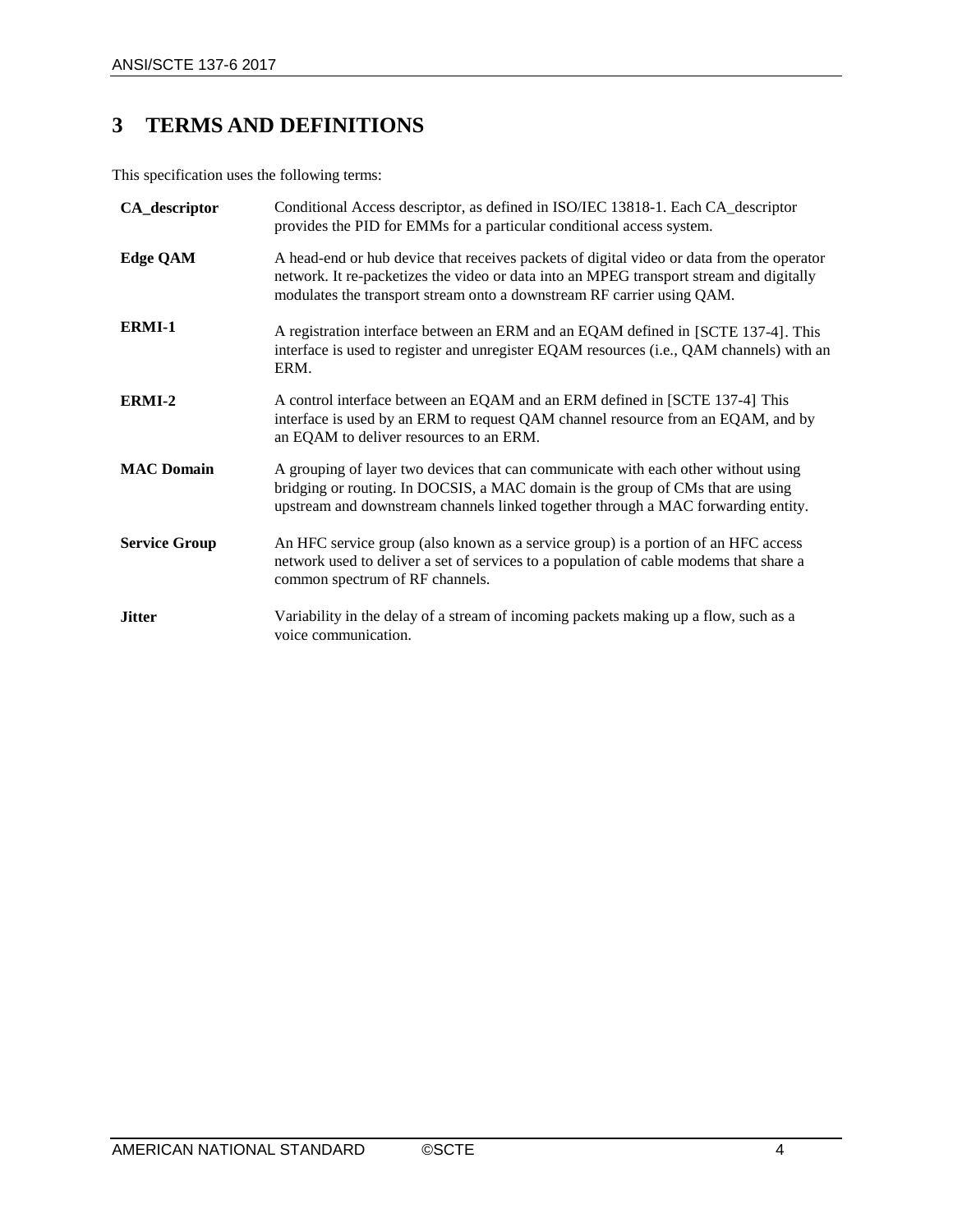# 3 TERMS AND DEFINITIONS

This specification uses the following terms:

| | |
|---|---|
| **CA_descriptor** | Conditional Access descriptor, as defined in ISO/IEC 13818-1. Each CA_descriptor provides the PID for EMMs for a particular conditional access system. |
| **Edge QAM** | A head-end or hub device that receives packets of digital video or data from the operator network. It re-packetizes the video or data into an MPEG transport stream and digitally modulates the transport stream onto a downstream RF carrier using QAM. |
| **ERMI-1** | A registration interface between an ERM and an EQAM defined in [SCTE 137-4]. This interface is used to register and unregister EQAM resources (i.e., QAM channels) with an ERM. |
| **ERMI-2** | A control interface between an EQAM and an ERM defined in [SCTE 137-4] This interface is used by an ERM to request QAM channel resource from an EQAM, and by an EQAM to deliver resources to an ERM. |
| **MAC Domain** | A grouping of layer two devices that can communicate with each other without using bridging or routing. In DOCSIS, a MAC domain is the group of CMs that are using upstream and downstream channels linked together through a MAC forwarding entity. |
| **Service Group** | An HFC service group (also known as a service group) is a portion of an HFC access network used to deliver a set of services to a population of cable modems that share a common spectrum of RF channels. |
| **Jitter** | Variability in the delay of a stream of incoming packets making up a flow, such as a voice communication. |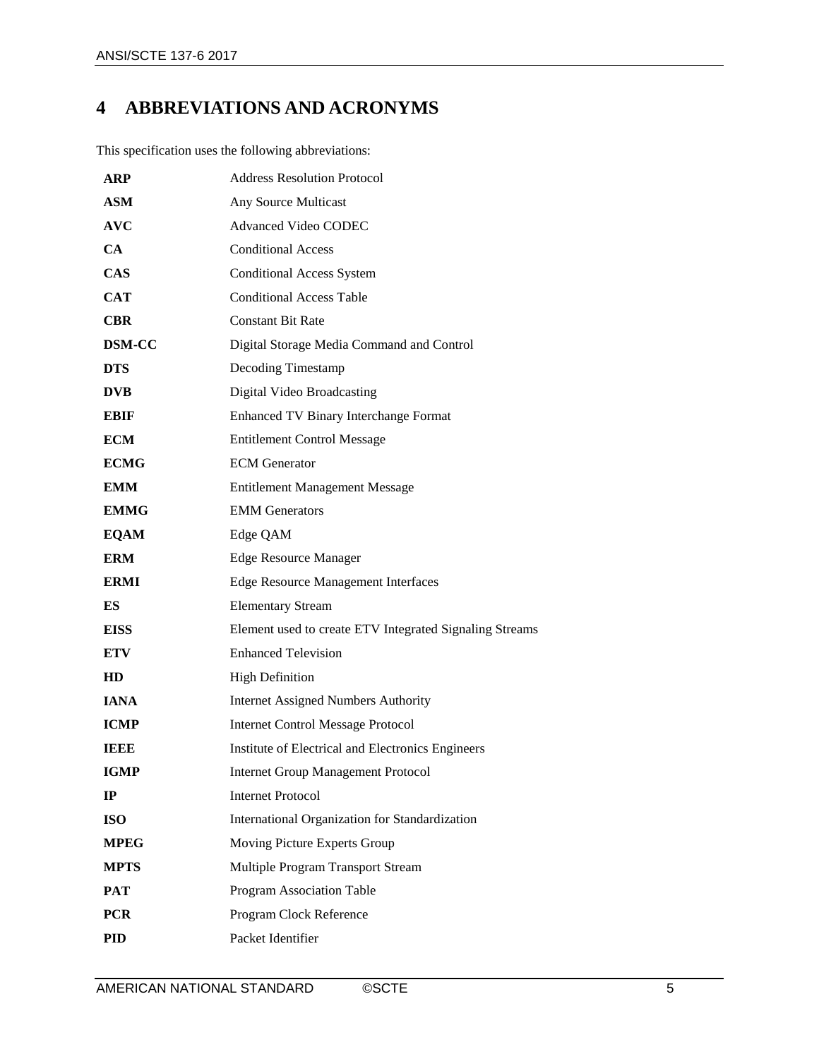# 4 ABBREVIATIONS AND ACRONYMS

This specification uses the following abbreviations:

| | |
|---|---|
| **ARP** | Address Resolution Protocol |
| **ASM** | Any Source Multicast |
| **AVC** | Advanced Video CODEC |
| **CA** | Conditional Access |
| **CAS** | Conditional Access System |
| **CAT** | Conditional Access Table |
| **CBR** | Constant Bit Rate |
| **DSM-CC** | Digital Storage Media Command and Control |
| **DTS** | Decoding Timestamp |
| **DVB** | Digital Video Broadcasting |
| **EBIF** | Enhanced TV Binary Interchange Format |
| **ECM** | Entitlement Control Message |
| **ECMG** | ECM Generator |
| **EMM** | Entitlement Management Message |
| **EMMG** | EMM Generators |
| **EQAM** | Edge QAM |
| **ERM** | Edge Resource Manager |
| **ERMI** | Edge Resource Management Interfaces |
| **ES** | Elementary Stream |
| **EISS** | Element used to create ETV Integrated Signaling Streams |
| **ETV** | Enhanced Television |
| **HD** | High Definition |
| **IANA** | Internet Assigned Numbers Authority |
| **ICMP** | Internet Control Message Protocol |
| **IEEE** | Institute of Electrical and Electronics Engineers |
| **IGMP** | Internet Group Management Protocol |
| **IP** | Internet Protocol |
| **ISO** | International Organization for Standardization |
| **MPEG** | Moving Picture Experts Group |
| **MPTS** | Multiple Program Transport Stream |
| **PAT** | Program Association Table |
| **PCR** | Program Clock Reference |
| **PID** | Packet Identifier |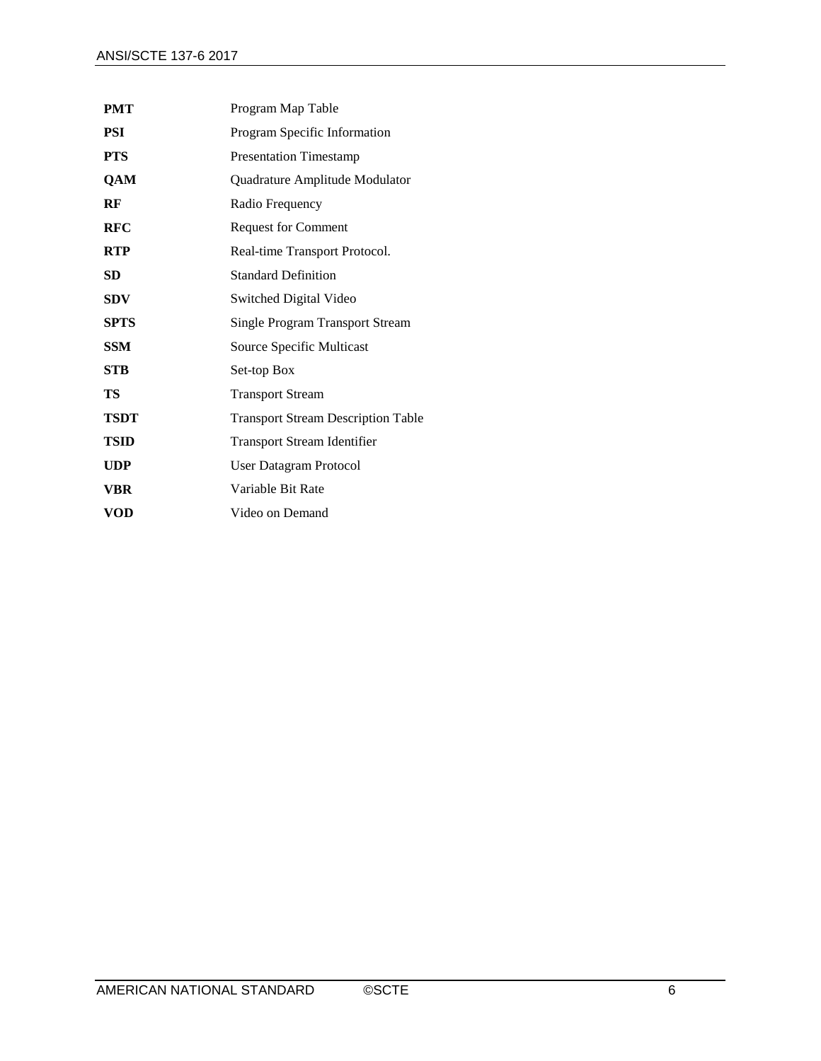| | |
|---|---|
| **PMT** | Program Map Table |
| **PSI** | Program Specific Information |
| **PTS** | Presentation Timestamp |
| **QAM** | Quadrature Amplitude Modulator |
| **RF** | Radio Frequency |
| **RFC** | Request for Comment |
| **RTP** | Real-time Transport Protocol. |
| **SD** | Standard Definition |
| **SDV** | Switched Digital Video |
| **SPTS** | Single Program Transport Stream |
| **SSM** | Source Specific Multicast |
| **STB** | Set-top Box |
| **TS** | Transport Stream |
| **TSDT** | Transport Stream Description Table |
| **TSID** | Transport Stream Identifier |
| **UDP** | User Datagram Protocol |
| **VBR** | Variable Bit Rate |
| **VOD** | Video on Demand |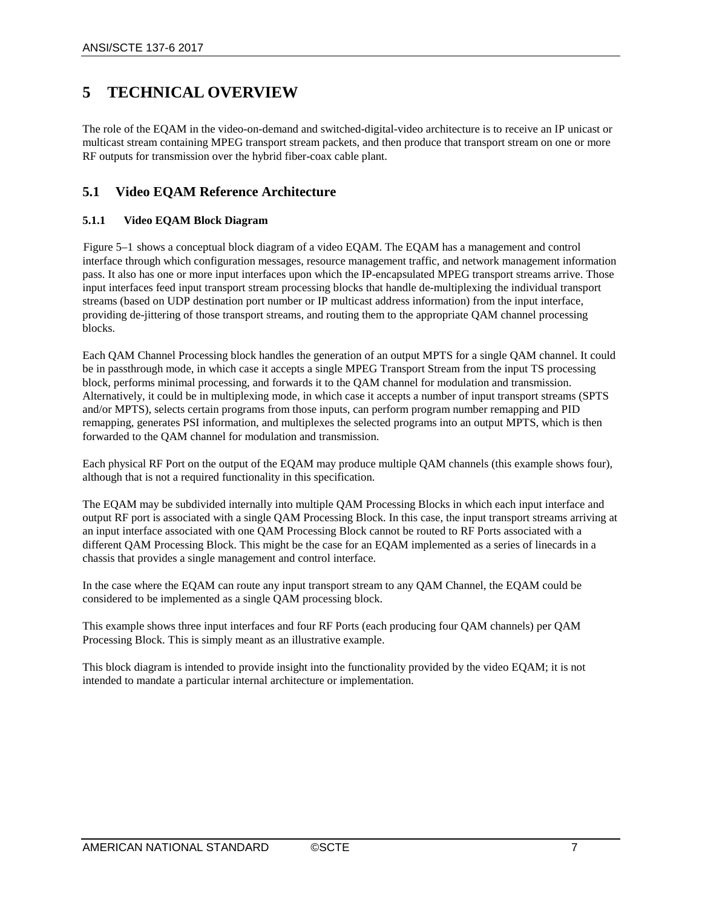# 5 TECHNICAL OVERVIEW

The role of the EQAM in the video-on-demand and switched-digital-video architecture is to receive an IP unicast or multicast stream containing MPEG transport stream packets, and then produce that transport stream on one or more RF outputs for transmission over the hybrid fiber-coax cable plant.

## 5.1 Video EQAM Reference Architecture

### 5.1.1 Video EQAM Block Diagram

Figure 5–1 shows a conceptual block diagram of a video EQAM. The EQAM has a management and control interface through which configuration messages, resource management traffic, and network management information pass. It also has one or more input interfaces upon which the IP-encapsulated MPEG transport streams arrive. Those input interfaces feed input transport stream processing blocks that handle de-multiplexing the individual transport streams (based on UDP destination port number or IP multicast address information) from the input interface, providing de-jittering of those transport streams, and routing them to the appropriate QAM channel processing blocks.

Each QAM Channel Processing block handles the generation of an output MPTS for a single QAM channel. It could be in passthrough mode, in which case it accepts a single MPEG Transport Stream from the input TS processing block, performs minimal processing, and forwards it to the QAM channel for modulation and transmission. Alternatively, it could be in multiplexing mode, in which case it accepts a number of input transport streams (SPTS and/or MPTS), selects certain programs from those inputs, can perform program number remapping and PID remapping, generates PSI information, and multiplexes the selected programs into an output MPTS, which is then forwarded to the QAM channel for modulation and transmission.

Each physical RF Port on the output of the EQAM may produce multiple QAM channels (this example shows four), although that is not a required functionality in this specification.

The EQAM may be subdivided internally into multiple QAM Processing Blocks in which each input interface and output RF port is associated with a single QAM Processing Block. In this case, the input transport streams arriving at an input interface associated with one QAM Processing Block cannot be routed to RF Ports associated with a different QAM Processing Block. This might be the case for an EQAM implemented as a series of linecards in a chassis that provides a single management and control interface.

In the case where the EQAM can route any input transport stream to any QAM Channel, the EQAM could be considered to be implemented as a single QAM processing block.

This example shows three input interfaces and four RF Ports (each producing four QAM channels) per QAM Processing Block. This is simply meant as an illustrative example.

This block diagram is intended to provide insight into the functionality provided by the video EQAM; it is not intended to mandate a particular internal architecture or implementation.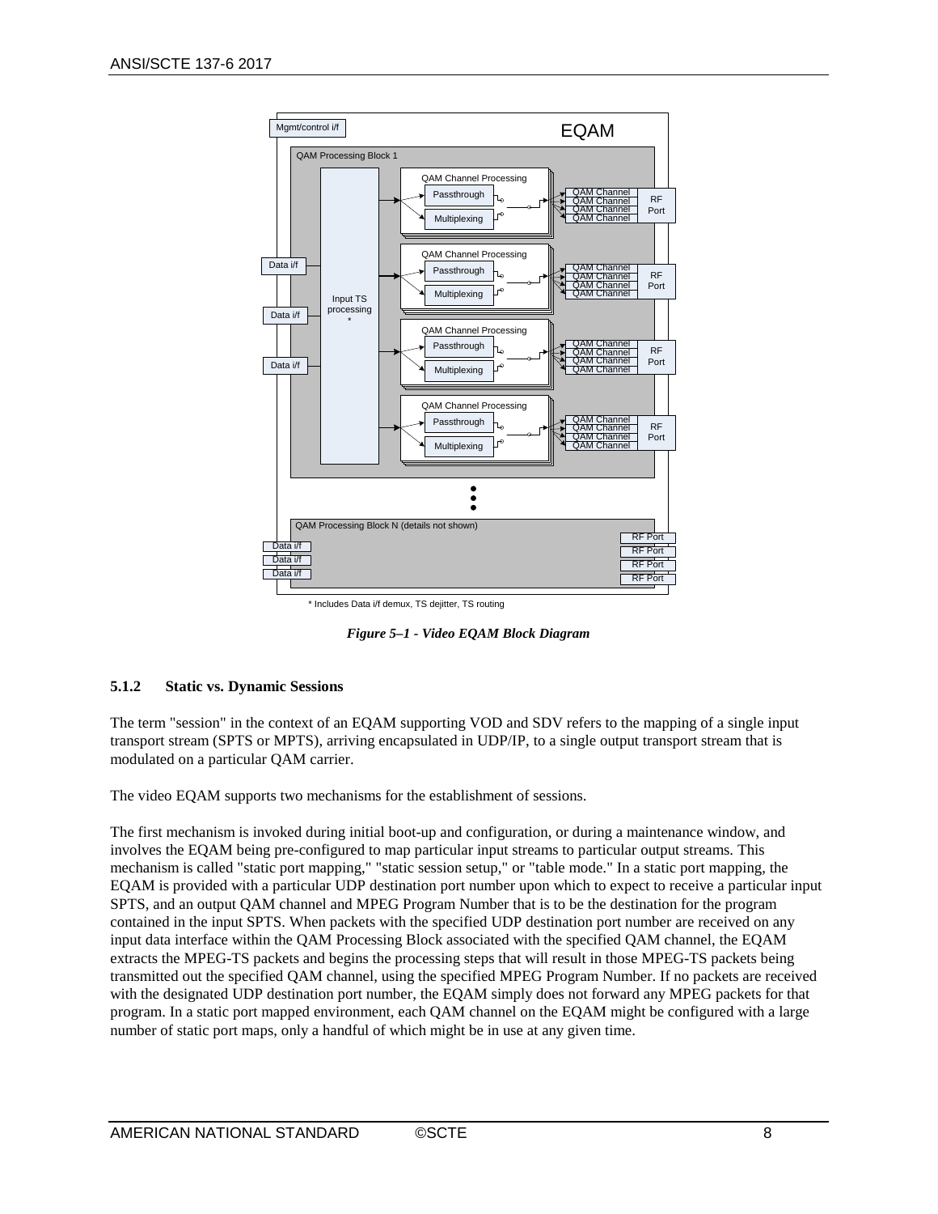Mgmt/control i/f

EQAM

QAM Processing Block 1

Data i/f

Data i/f

Data i/f

Input TS processing *

QAM Channel Processing

Passthrough

Multiplexing

QAM Channel

QAM Channel

QAM Channel

QAM Channel

RF Port

QAM Processing Block N (details not shown)

RF Port

RF Port

RF Port

RF Port

* Includes Data i/f demux, TS dejitter, TS routing

*Figure 5–1 - Video EQAM Block Diagram*

### 5.1.2 Static vs. Dynamic Sessions

The term "session" in the context of an EQAM supporting VOD and SDV refers to the mapping of a single input transport stream (SPTS or MPTS), arriving encapsulated in UDP/IP, to a single output transport stream that is modulated on a particular QAM carrier.

The video EQAM supports two mechanisms for the establishment of sessions.

The first mechanism is invoked during initial boot-up and configuration, or during a maintenance window, and involves the EQAM being pre-configured to map particular input streams to particular output streams. This mechanism is called "static port mapping," "static session setup," or "table mode." In a static port mapping, the EQAM is provided with a particular UDP destination port number upon which to expect to receive a particular input SPTS, and an output QAM channel and MPEG Program Number that is to be the destination for the program contained in the input SPTS. When packets with the specified UDP destination port number are received on any input data interface within the QAM Processing Block associated with the specified QAM channel, the EQAM extracts the MPEG-TS packets and begins the processing steps that will result in those MPEG-TS packets being transmitted out the specified QAM channel, using the specified MPEG Program Number. If no packets are received with the designated UDP destination port number, the EQAM simply does not forward any MPEG packets for that program. In a static port mapped environment, each QAM channel on the EQAM might be configured with a large number of static port maps, only a handful of which might be in use at any given time.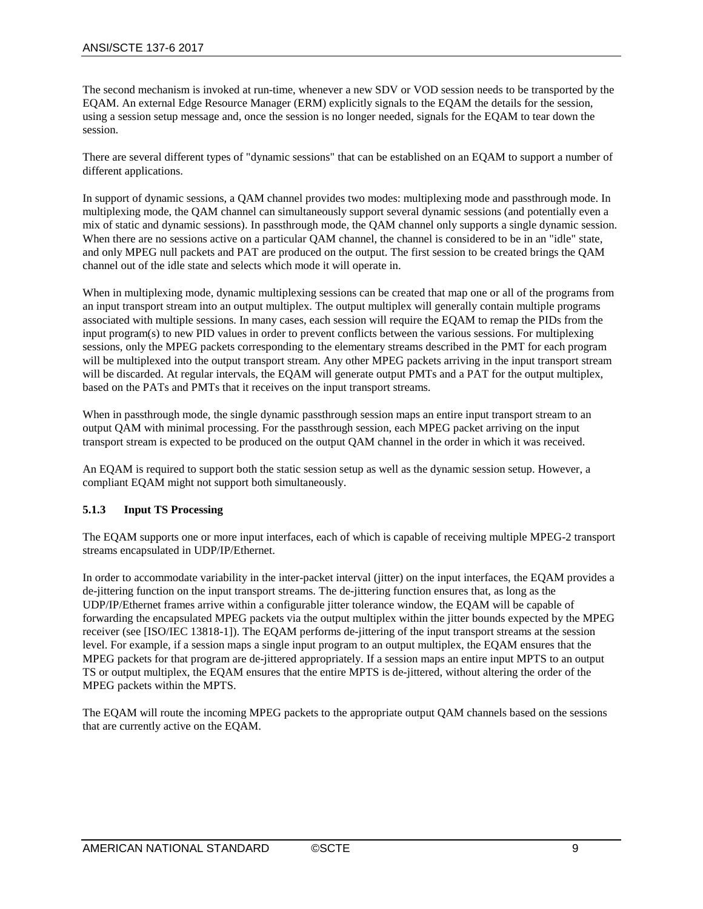The second mechanism is invoked at run-time, whenever a new SDV or VOD session needs to be transported by the EQAM. An external Edge Resource Manager (ERM) explicitly signals to the EQAM the details for the session, using a session setup message and, once the session is no longer needed, signals for the EQAM to tear down the session.

There are several different types of "dynamic sessions" that can be established on an EQAM to support a number of different applications.

In support of dynamic sessions, a QAM channel provides two modes: multiplexing mode and passthrough mode. In multiplexing mode, the QAM channel can simultaneously support several dynamic sessions (and potentially even a mix of static and dynamic sessions). In passthrough mode, the QAM channel only supports a single dynamic session. When there are no sessions active on a particular QAM channel, the channel is considered to be in an "idle" state, and only MPEG null packets and PAT are produced on the output. The first session to be created brings the QAM channel out of the idle state and selects which mode it will operate in.

When in multiplexing mode, dynamic multiplexing sessions can be created that map one or all of the programs from an input transport stream into an output multiplex. The output multiplex will generally contain multiple programs associated with multiple sessions. In many cases, each session will require the EQAM to remap the PIDs from the input program(s) to new PID values in order to prevent conflicts between the various sessions. For multiplexing sessions, only the MPEG packets corresponding to the elementary streams described in the PMT for each program will be multiplexed into the output transport stream. Any other MPEG packets arriving in the input transport stream will be discarded. At regular intervals, the EQAM will generate output PMTs and a PAT for the output multiplex, based on the PATs and PMTs that it receives on the input transport streams.

When in passthrough mode, the single dynamic passthrough session maps an entire input transport stream to an output QAM with minimal processing. For the passthrough session, each MPEG packet arriving on the input transport stream is expected to be produced on the output QAM channel in the order in which it was received.

An EQAM is required to support both the static session setup as well as the dynamic session setup. However, a compliant EQAM might not support both simultaneously.

### 5.1.3 Input TS Processing

The EQAM supports one or more input interfaces, each of which is capable of receiving multiple MPEG-2 transport streams encapsulated in UDP/IP/Ethernet.

In order to accommodate variability in the inter-packet interval (jitter) on the input interfaces, the EQAM provides a de-jittering function on the input transport streams. The de-jittering function ensures that, as long as the UDP/IP/Ethernet frames arrive within a configurable jitter tolerance window, the EQAM will be capable of forwarding the encapsulated MPEG packets via the output multiplex within the jitter bounds expected by the MPEG receiver (see [ISO/IEC 13818-1]). The EQAM performs de-jittering of the input transport streams at the session level. For example, if a session maps a single input program to an output multiplex, the EQAM ensures that the MPEG packets for that program are de-jittered appropriately. If a session maps an entire input MPTS to an output TS or output multiplex, the EQAM ensures that the entire MPTS is de-jittered, without altering the order of the MPEG packets within the MPTS.

The EQAM will route the incoming MPEG packets to the appropriate output QAM channels based on the sessions that are currently active on the EQAM.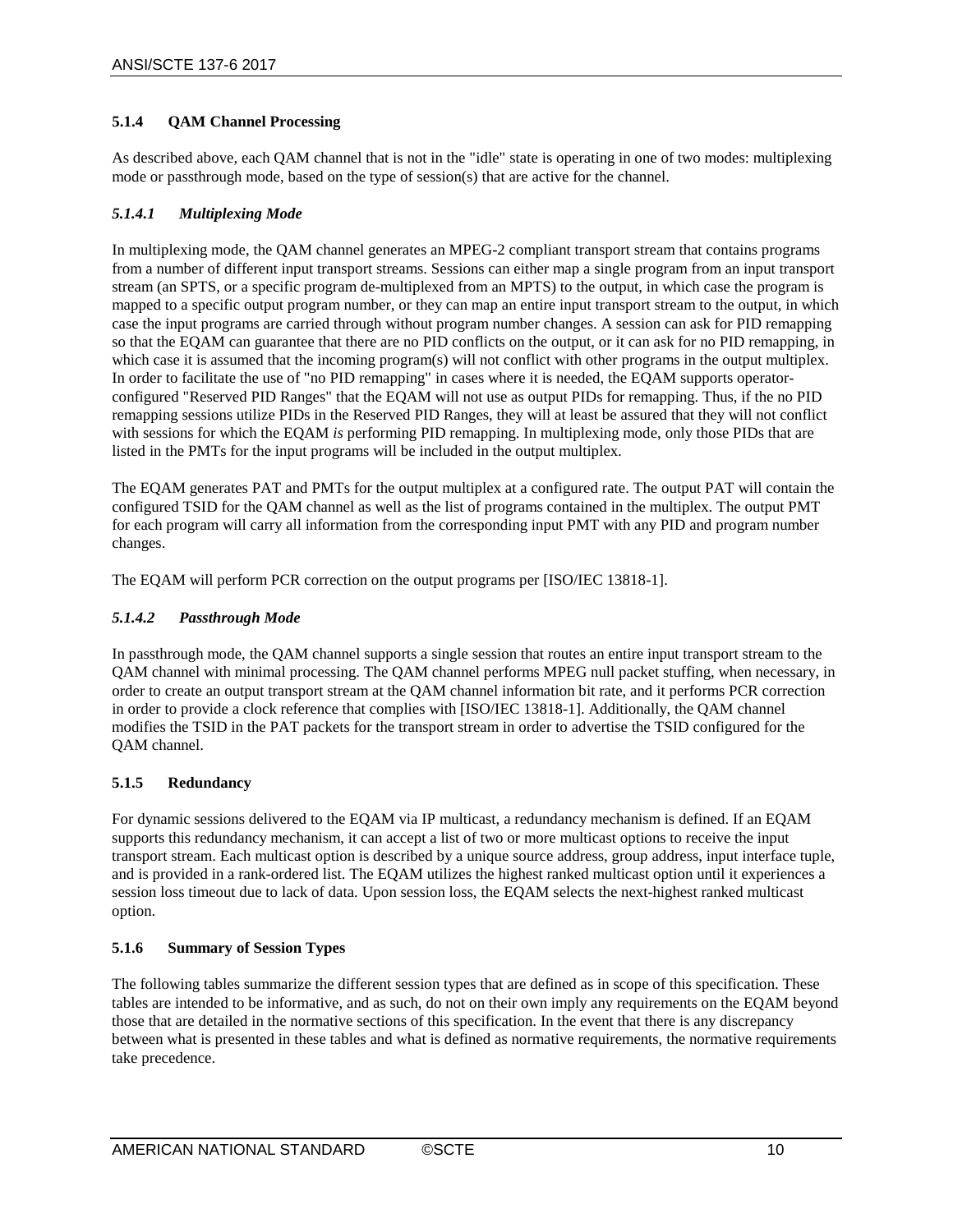### 5.1.4 QAM Channel Processing

As described above, each QAM channel that is not in the "idle" state is operating in one of two modes: multiplexing mode or passthrough mode, based on the type of session(s) that are active for the channel.

#### *5.1.4.1 Multiplexing Mode*

In multiplexing mode, the QAM channel generates an MPEG-2 compliant transport stream that contains programs from a number of different input transport streams. Sessions can either map a single program from an input transport stream (an SPTS, or a specific program de-multiplexed from an MPTS) to the output, in which case the program is mapped to a specific output program number, or they can map an entire input transport stream to the output, in which case the input programs are carried through without program number changes. A session can ask for PID remapping so that the EQAM can guarantee that there are no PID conflicts on the output, or it can ask for no PID remapping, in which case it is assumed that the incoming program(s) will not conflict with other programs in the output multiplex. In order to facilitate the use of "no PID remapping" in cases where it is needed, the EQAM supports operator-configured "Reserved PID Ranges" that the EQAM will not use as output PIDs for remapping. Thus, if the no PID remapping sessions utilize PIDs in the Reserved PID Ranges, they will at least be assured that they will not conflict with sessions for which the EQAM *is* performing PID remapping. In multiplexing mode, only those PIDs that are listed in the PMTs for the input programs will be included in the output multiplex.

The EQAM generates PAT and PMTs for the output multiplex at a configured rate. The output PAT will contain the configured TSID for the QAM channel as well as the list of programs contained in the multiplex. The output PMT for each program will carry all information from the corresponding input PMT with any PID and program number changes.

The EQAM will perform PCR correction on the output programs per [ISO/IEC 13818-1].

#### *5.1.4.2 Passthrough Mode*

In passthrough mode, the QAM channel supports a single session that routes an entire input transport stream to the QAM channel with minimal processing. The QAM channel performs MPEG null packet stuffing, when necessary, in order to create an output transport stream at the QAM channel information bit rate, and it performs PCR correction in order to provide a clock reference that complies with [ISO/IEC 13818-1]. Additionally, the QAM channel modifies the TSID in the PAT packets for the transport stream in order to advertise the TSID configured for the QAM channel.

### 5.1.5 Redundancy

For dynamic sessions delivered to the EQAM via IP multicast, a redundancy mechanism is defined. If an EQAM supports this redundancy mechanism, it can accept a list of two or more multicast options to receive the input transport stream. Each multicast option is described by a unique source address, group address, input interface tuple, and is provided in a rank-ordered list. The EQAM utilizes the highest ranked multicast option until it experiences a session loss timeout due to lack of data. Upon session loss, the EQAM selects the next-highest ranked multicast option.

### 5.1.6 Summary of Session Types

The following tables summarize the different session types that are defined as in scope of this specification. These tables are intended to be informative, and as such, do not on their own imply any requirements on the EQAM beyond those that are detailed in the normative sections of this specification. In the event that there is any discrepancy between what is presented in these tables and what is defined as normative requirements, the normative requirements take precedence.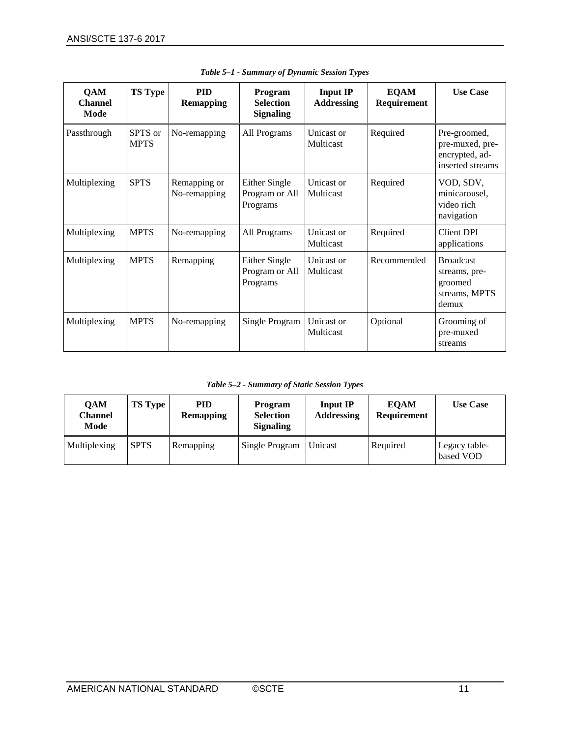*Table 5–1 - Summary of Dynamic Session Types*

| QAM Channel Mode | TS Type | PID Remapping | Program Selection Signaling | Input IP Addressing | EQAM Requirement | Use Case |
|---|---|---|---|---|---|---|
| Passthrough | SPTS or MPTS | No-remapping | All Programs | Unicast or Multicast | Required | Pre-groomed, pre-muxed, pre-encrypted, ad-inserted streams |
| Multiplexing | SPTS | Remapping or No-remapping | Either Single Program or All Programs | Unicast or Multicast | Required | VOD, SDV, minicarousel, video rich navigation |
| Multiplexing | MPTS | No-remapping | All Programs | Unicast or Multicast | Required | Client DPI applications |
| Multiplexing | MPTS | Remapping | Either Single Program or All Programs | Unicast or Multicast | Recommended | Broadcast streams, pre-groomed streams, MPTS demux |
| Multiplexing | MPTS | No-remapping | Single Program | Unicast or Multicast | Optional | Grooming of pre-muxed streams |

*Table 5–2 - Summary of Static Session Types*

| QAM Channel Mode | TS Type | PID Remapping | Program Selection Signaling | Input IP Addressing | EQAM Requirement | Use Case |
|---|---|---|---|---|---|---|
| Multiplexing | SPTS | Remapping | Single Program | Unicast | Required | Legacy table-based VOD |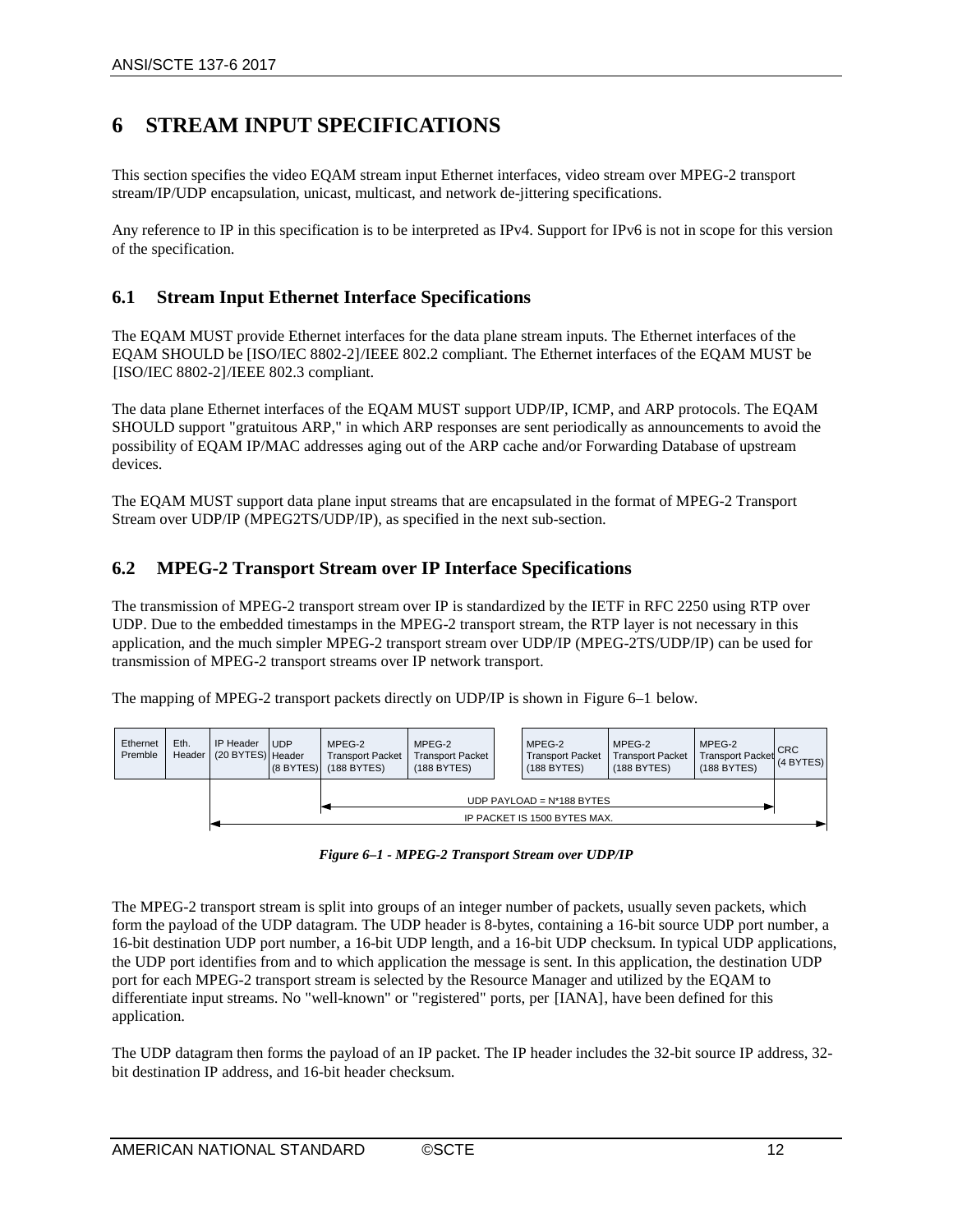# 6 STREAM INPUT SPECIFICATIONS

This section specifies the video EQAM stream input Ethernet interfaces, video stream over MPEG-2 transport stream/IP/UDP encapsulation, unicast, multicast, and network de-jittering specifications.

Any reference to IP in this specification is to be interpreted as IPv4. Support for IPv6 is not in scope for this version of the specification.

## 6.1 Stream Input Ethernet Interface Specifications

The EQAM MUST provide Ethernet interfaces for the data plane stream inputs. The Ethernet interfaces of the EQAM SHOULD be [ISO/IEC 8802-2]/IEEE 802.2 compliant. The Ethernet interfaces of the EQAM MUST be [ISO/IEC 8802-2]/IEEE 802.3 compliant.

The data plane Ethernet interfaces of the EQAM MUST support UDP/IP, ICMP, and ARP protocols. The EQAM SHOULD support "gratuitous ARP," in which ARP responses are sent periodically as announcements to avoid the possibility of EQAM IP/MAC addresses aging out of the ARP cache and/or Forwarding Database of upstream devices.

The EQAM MUST support data plane input streams that are encapsulated in the format of MPEG-2 Transport Stream over UDP/IP (MPEG2TS/UDP/IP), as specified in the next sub-section.

## 6.2 MPEG-2 Transport Stream over IP Interface Specifications

The transmission of MPEG-2 transport stream over IP is standardized by the IETF in RFC 2250 using RTP over UDP. Due to the embedded timestamps in the MPEG-2 transport stream, the RTP layer is not necessary in this application, and the much simpler MPEG-2 transport stream over UDP/IP (MPEG-2TS/UDP/IP) can be used for transmission of MPEG-2 transport streams over IP network transport.

The mapping of MPEG-2 transport packets directly on UDP/IP is shown in Figure 6–1 below.

Ethernet Premble
Eth. Header
IP Header (20 BYTES)
UDP Header (8 BYTES)
MPEG-2 Transport Packet (188 BYTES)
MPEG-2 Transport Packet (188 BYTES)
MPEG-2 Transport Packet (188 BYTES)
MPEG-2 Transport Packet (188 BYTES)
MPEG-2 Transport Packet (188 BYTES)
CRC (4 BYTES)
UDP PAYLOAD = N*188 BYTES
IP PACKET IS 1500 BYTES MAX.

*Figure 6–1 - MPEG-2 Transport Stream over UDP/IP*

The MPEG-2 transport stream is split into groups of an integer number of packets, usually seven packets, which form the payload of the UDP datagram. The UDP header is 8-bytes, containing a 16-bit source UDP port number, a 16-bit destination UDP port number, a 16-bit UDP length, and a 16-bit UDP checksum. In typical UDP applications, the UDP port identifies from and to which application the message is sent. In this application, the destination UDP port for each MPEG-2 transport stream is selected by the Resource Manager and utilized by the EQAM to differentiate input streams. No "well-known" or "registered" ports, per [IANA], have been defined for this application.

The UDP datagram then forms the payload of an IP packet. The IP header includes the 32-bit source IP address, 32-bit destination IP address, and 16-bit header checksum.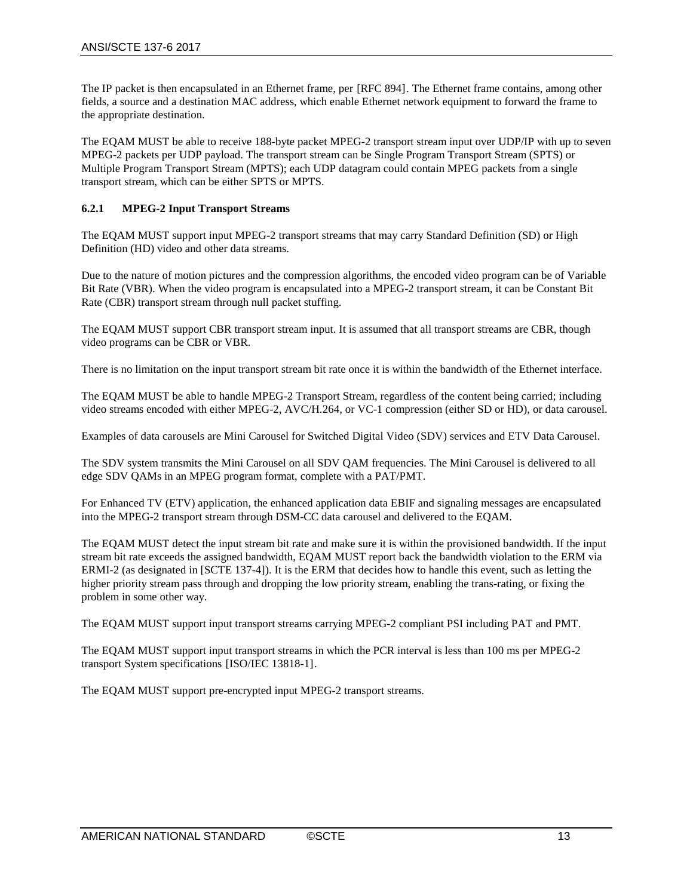The IP packet is then encapsulated in an Ethernet frame, per [RFC 894]. The Ethernet frame contains, among other fields, a source and a destination MAC address, which enable Ethernet network equipment to forward the frame to the appropriate destination.

The EQAM MUST be able to receive 188-byte packet MPEG-2 transport stream input over UDP/IP with up to seven MPEG-2 packets per UDP payload. The transport stream can be Single Program Transport Stream (SPTS) or Multiple Program Transport Stream (MPTS); each UDP datagram could contain MPEG packets from a single transport stream, which can be either SPTS or MPTS.

### 6.2.1 MPEG-2 Input Transport Streams

The EQAM MUST support input MPEG-2 transport streams that may carry Standard Definition (SD) or High Definition (HD) video and other data streams.

Due to the nature of motion pictures and the compression algorithms, the encoded video program can be of Variable Bit Rate (VBR). When the video program is encapsulated into a MPEG-2 transport stream, it can be Constant Bit Rate (CBR) transport stream through null packet stuffing.

The EQAM MUST support CBR transport stream input. It is assumed that all transport streams are CBR, though video programs can be CBR or VBR.

There is no limitation on the input transport stream bit rate once it is within the bandwidth of the Ethernet interface.

The EQAM MUST be able to handle MPEG-2 Transport Stream, regardless of the content being carried; including video streams encoded with either MPEG-2, AVC/H.264, or VC-1 compression (either SD or HD), or data carousel.

Examples of data carousels are Mini Carousel for Switched Digital Video (SDV) services and ETV Data Carousel.

The SDV system transmits the Mini Carousel on all SDV QAM frequencies. The Mini Carousel is delivered to all edge SDV QAMs in an MPEG program format, complete with a PAT/PMT.

For Enhanced TV (ETV) application, the enhanced application data EBIF and signaling messages are encapsulated into the MPEG-2 transport stream through DSM-CC data carousel and delivered to the EQAM.

The EQAM MUST detect the input stream bit rate and make sure it is within the provisioned bandwidth. If the input stream bit rate exceeds the assigned bandwidth, EQAM MUST report back the bandwidth violation to the ERM via ERMI-2 (as designated in [SCTE 137-4]). It is the ERM that decides how to handle this event, such as letting the higher priority stream pass through and dropping the low priority stream, enabling the trans-rating, or fixing the problem in some other way.

The EQAM MUST support input transport streams carrying MPEG-2 compliant PSI including PAT and PMT.

The EQAM MUST support input transport streams in which the PCR interval is less than 100 ms per MPEG-2 transport System specifications [ISO/IEC 13818-1].

The EQAM MUST support pre-encrypted input MPEG-2 transport streams.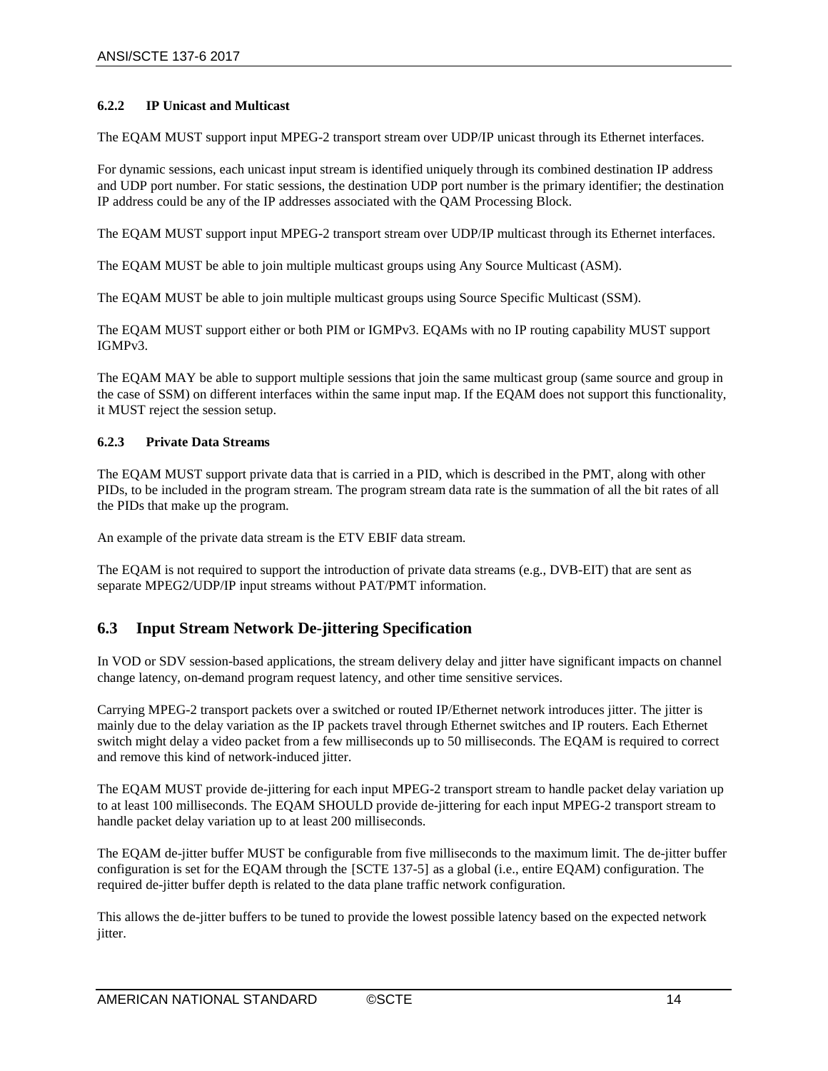#### 6.2.2 IP Unicast and Multicast

The EQAM MUST support input MPEG-2 transport stream over UDP/IP unicast through its Ethernet interfaces.

For dynamic sessions, each unicast input stream is identified uniquely through its combined destination IP address and UDP port number. For static sessions, the destination UDP port number is the primary identifier; the destination IP address could be any of the IP addresses associated with the QAM Processing Block.

The EQAM MUST support input MPEG-2 transport stream over UDP/IP multicast through its Ethernet interfaces.

The EQAM MUST be able to join multiple multicast groups using Any Source Multicast (ASM).

The EQAM MUST be able to join multiple multicast groups using Source Specific Multicast (SSM).

The EQAM MUST support either or both PIM or IGMPv3. EQAMs with no IP routing capability MUST support IGMPv3.

The EQAM MAY be able to support multiple sessions that join the same multicast group (same source and group in the case of SSM) on different interfaces within the same input map. If the EQAM does not support this functionality, it MUST reject the session setup.

#### 6.2.3 Private Data Streams

The EQAM MUST support private data that is carried in a PID, which is described in the PMT, along with other PIDs, to be included in the program stream. The program stream data rate is the summation of all the bit rates of all the PIDs that make up the program.

An example of the private data stream is the ETV EBIF data stream.

The EQAM is not required to support the introduction of private data streams (e.g., DVB-EIT) that are sent as separate MPEG2/UDP/IP input streams without PAT/PMT information.

## 6.3 Input Stream Network De-jittering Specification

In VOD or SDV session-based applications, the stream delivery delay and jitter have significant impacts on channel change latency, on-demand program request latency, and other time sensitive services.

Carrying MPEG-2 transport packets over a switched or routed IP/Ethernet network introduces jitter. The jitter is mainly due to the delay variation as the IP packets travel through Ethernet switches and IP routers. Each Ethernet switch might delay a video packet from a few milliseconds up to 50 milliseconds. The EQAM is required to correct and remove this kind of network-induced jitter.

The EQAM MUST provide de-jittering for each input MPEG-2 transport stream to handle packet delay variation up to at least 100 milliseconds. The EQAM SHOULD provide de-jittering for each input MPEG-2 transport stream to handle packet delay variation up to at least 200 milliseconds.

The EQAM de-jitter buffer MUST be configurable from five milliseconds to the maximum limit. The de-jitter buffer configuration is set for the EQAM through the [SCTE 137-5] as a global (i.e., entire EQAM) configuration. The required de-jitter buffer depth is related to the data plane traffic network configuration.

This allows the de-jitter buffers to be tuned to provide the lowest possible latency based on the expected network jitter.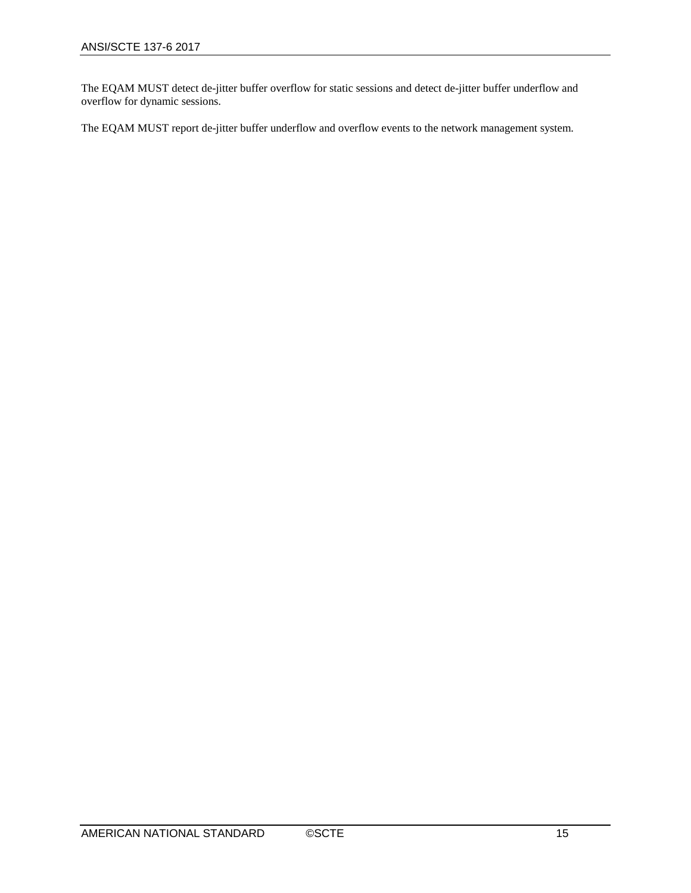The EQAM MUST detect de-jitter buffer overflow for static sessions and detect de-jitter buffer underflow and overflow for dynamic sessions.

The EQAM MUST report de-jitter buffer underflow and overflow events to the network management system.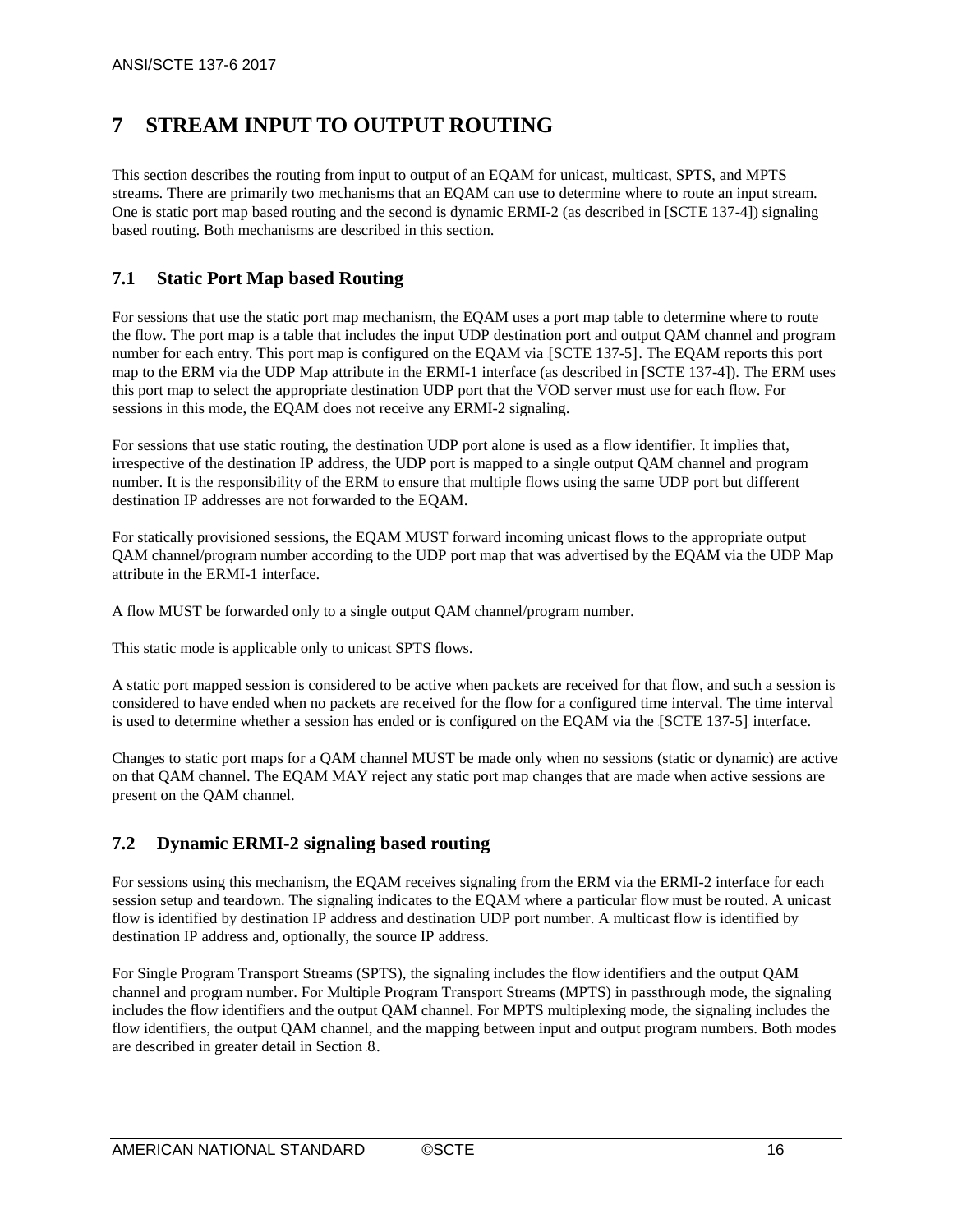# 7 STREAM INPUT TO OUTPUT ROUTING

This section describes the routing from input to output of an EQAM for unicast, multicast, SPTS, and MPTS streams. There are primarily two mechanisms that an EQAM can use to determine where to route an input stream. One is static port map based routing and the second is dynamic ERMI-2 (as described in [SCTE 137-4]) signaling based routing. Both mechanisms are described in this section.

## 7.1 Static Port Map based Routing

For sessions that use the static port map mechanism, the EQAM uses a port map table to determine where to route the flow. The port map is a table that includes the input UDP destination port and output QAM channel and program number for each entry. This port map is configured on the EQAM via [SCTE 137-5]. The EQAM reports this port map to the ERM via the UDP Map attribute in the ERMI-1 interface (as described in [SCTE 137-4]). The ERM uses this port map to select the appropriate destination UDP port that the VOD server must use for each flow. For sessions in this mode, the EQAM does not receive any ERMI-2 signaling.

For sessions that use static routing, the destination UDP port alone is used as a flow identifier. It implies that, irrespective of the destination IP address, the UDP port is mapped to a single output QAM channel and program number. It is the responsibility of the ERM to ensure that multiple flows using the same UDP port but different destination IP addresses are not forwarded to the EQAM.

For statically provisioned sessions, the EQAM MUST forward incoming unicast flows to the appropriate output QAM channel/program number according to the UDP port map that was advertised by the EQAM via the UDP Map attribute in the ERMI-1 interface.

A flow MUST be forwarded only to a single output QAM channel/program number.

This static mode is applicable only to unicast SPTS flows.

A static port mapped session is considered to be active when packets are received for that flow, and such a session is considered to have ended when no packets are received for the flow for a configured time interval. The time interval is used to determine whether a session has ended or is configured on the EQAM via the [SCTE 137-5] interface.

Changes to static port maps for a QAM channel MUST be made only when no sessions (static or dynamic) are active on that QAM channel. The EQAM MAY reject any static port map changes that are made when active sessions are present on the QAM channel.

## 7.2 Dynamic ERMI-2 signaling based routing

For sessions using this mechanism, the EQAM receives signaling from the ERM via the ERMI-2 interface for each session setup and teardown. The signaling indicates to the EQAM where a particular flow must be routed. A unicast flow is identified by destination IP address and destination UDP port number. A multicast flow is identified by destination IP address and, optionally, the source IP address.

For Single Program Transport Streams (SPTS), the signaling includes the flow identifiers and the output QAM channel and program number. For Multiple Program Transport Streams (MPTS) in passthrough mode, the signaling includes the flow identifiers and the output QAM channel. For MPTS multiplexing mode, the signaling includes the flow identifiers, the output QAM channel, and the mapping between input and output program numbers. Both modes are described in greater detail in Section 8.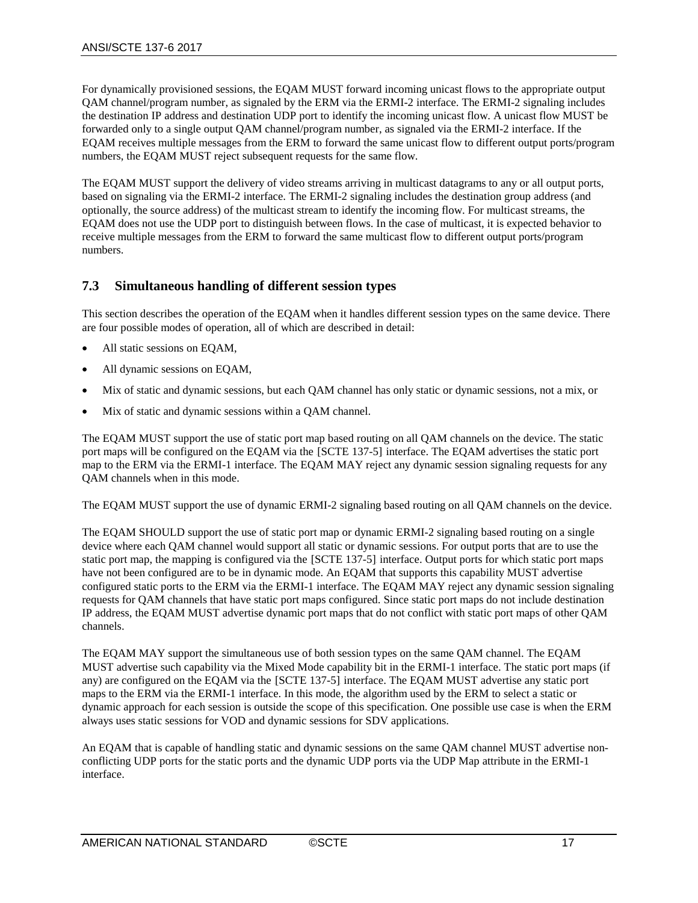For dynamically provisioned sessions, the EQAM MUST forward incoming unicast flows to the appropriate output QAM channel/program number, as signaled by the ERM via the ERMI-2 interface. The ERMI-2 signaling includes the destination IP address and destination UDP port to identify the incoming unicast flow. A unicast flow MUST be forwarded only to a single output QAM channel/program number, as signaled via the ERMI-2 interface. If the EQAM receives multiple messages from the ERM to forward the same unicast flow to different output ports/program numbers, the EQAM MUST reject subsequent requests for the same flow.

The EQAM MUST support the delivery of video streams arriving in multicast datagrams to any or all output ports, based on signaling via the ERMI-2 interface. The ERMI-2 signaling includes the destination group address (and optionally, the source address) of the multicast stream to identify the incoming flow. For multicast streams, the EQAM does not use the UDP port to distinguish between flows. In the case of multicast, it is expected behavior to receive multiple messages from the ERM to forward the same multicast flow to different output ports/program numbers.

## 7.3 Simultaneous handling of different session types

This section describes the operation of the EQAM when it handles different session types on the same device. There are four possible modes of operation, all of which are described in detail:

- All static sessions on EQAM,
- All dynamic sessions on EQAM,
- Mix of static and dynamic sessions, but each QAM channel has only static or dynamic sessions, not a mix, or
- Mix of static and dynamic sessions within a QAM channel.

The EQAM MUST support the use of static port map based routing on all QAM channels on the device. The static port maps will be configured on the EQAM via the [SCTE 137-5] interface. The EQAM advertises the static port map to the ERM via the ERMI-1 interface. The EQAM MAY reject any dynamic session signaling requests for any QAM channels when in this mode.

The EQAM MUST support the use of dynamic ERMI-2 signaling based routing on all QAM channels on the device.

The EQAM SHOULD support the use of static port map or dynamic ERMI-2 signaling based routing on a single device where each QAM channel would support all static or dynamic sessions. For output ports that are to use the static port map, the mapping is configured via the [SCTE 137-5] interface. Output ports for which static port maps have not been configured are to be in dynamic mode. An EQAM that supports this capability MUST advertise configured static ports to the ERM via the ERMI-1 interface. The EQAM MAY reject any dynamic session signaling requests for QAM channels that have static port maps configured. Since static port maps do not include destination IP address, the EQAM MUST advertise dynamic port maps that do not conflict with static port maps of other QAM channels.

The EQAM MAY support the simultaneous use of both session types on the same QAM channel. The EQAM MUST advertise such capability via the Mixed Mode capability bit in the ERMI-1 interface. The static port maps (if any) are configured on the EQAM via the [SCTE 137-5] interface. The EQAM MUST advertise any static port maps to the ERM via the ERMI-1 interface. In this mode, the algorithm used by the ERM to select a static or dynamic approach for each session is outside the scope of this specification. One possible use case is when the ERM always uses static sessions for VOD and dynamic sessions for SDV applications.

An EQAM that is capable of handling static and dynamic sessions on the same QAM channel MUST advertise non-conflicting UDP ports for the static ports and the dynamic UDP ports via the UDP Map attribute in the ERMI-1 interface.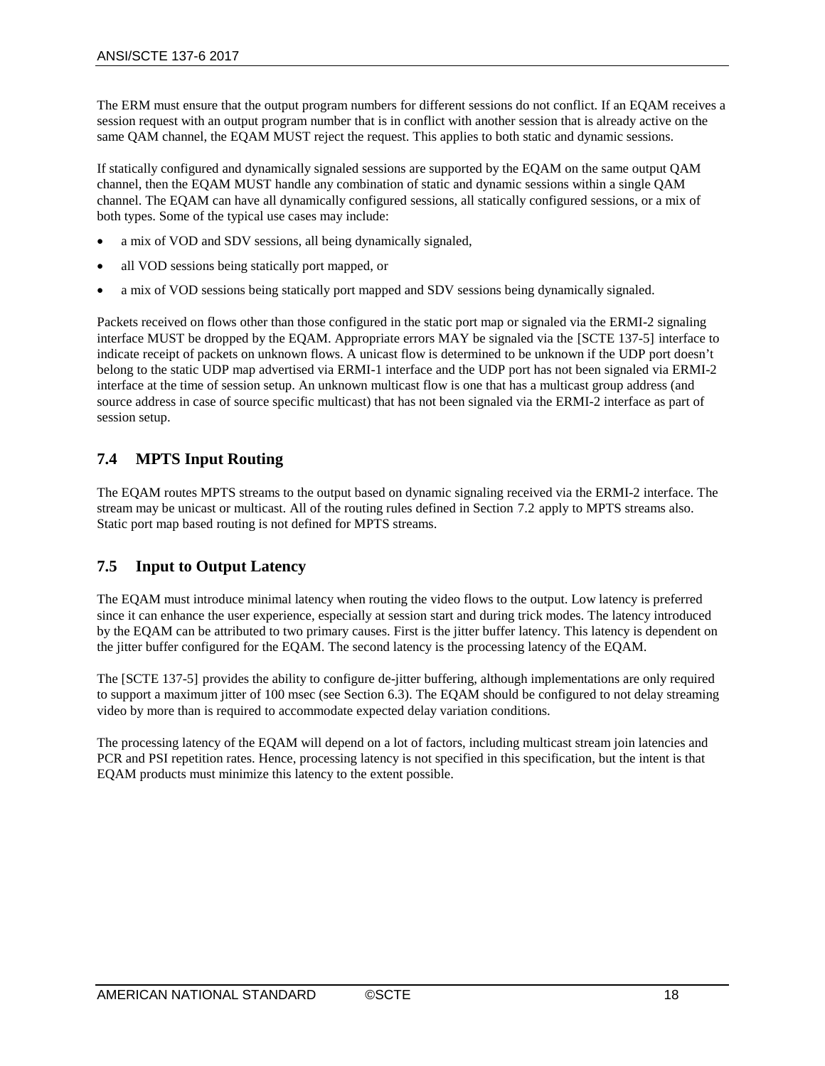The ERM must ensure that the output program numbers for different sessions do not conflict. If an EQAM receives a session request with an output program number that is in conflict with another session that is already active on the same QAM channel, the EQAM MUST reject the request. This applies to both static and dynamic sessions.

If statically configured and dynamically signaled sessions are supported by the EQAM on the same output QAM channel, then the EQAM MUST handle any combination of static and dynamic sessions within a single QAM channel. The EQAM can have all dynamically configured sessions, all statically configured sessions, or a mix of both types. Some of the typical use cases may include:

- a mix of VOD and SDV sessions, all being dynamically signaled,
- all VOD sessions being statically port mapped, or
- a mix of VOD sessions being statically port mapped and SDV sessions being dynamically signaled.

Packets received on flows other than those configured in the static port map or signaled via the ERMI-2 signaling interface MUST be dropped by the EQAM. Appropriate errors MAY be signaled via the [SCTE 137-5] interface to indicate receipt of packets on unknown flows. A unicast flow is determined to be unknown if the UDP port doesn't belong to the static UDP map advertised via ERMI-1 interface and the UDP port has not been signaled via ERMI-2 interface at the time of session setup. An unknown multicast flow is one that has a multicast group address (and source address in case of source specific multicast) that has not been signaled via the ERMI-2 interface as part of session setup.

## 7.4 MPTS Input Routing

The EQAM routes MPTS streams to the output based on dynamic signaling received via the ERMI-2 interface. The stream may be unicast or multicast. All of the routing rules defined in Section 7.2 apply to MPTS streams also. Static port map based routing is not defined for MPTS streams.

## 7.5 Input to Output Latency

The EQAM must introduce minimal latency when routing the video flows to the output. Low latency is preferred since it can enhance the user experience, especially at session start and during trick modes. The latency introduced by the EQAM can be attributed to two primary causes. First is the jitter buffer latency. This latency is dependent on the jitter buffer configured for the EQAM. The second latency is the processing latency of the EQAM.

The [SCTE 137-5] provides the ability to configure de-jitter buffering, although implementations are only required to support a maximum jitter of 100 msec (see Section 6.3). The EQAM should be configured to not delay streaming video by more than is required to accommodate expected delay variation conditions.

The processing latency of the EQAM will depend on a lot of factors, including multicast stream join latencies and PCR and PSI repetition rates. Hence, processing latency is not specified in this specification, but the intent is that EQAM products must minimize this latency to the extent possible.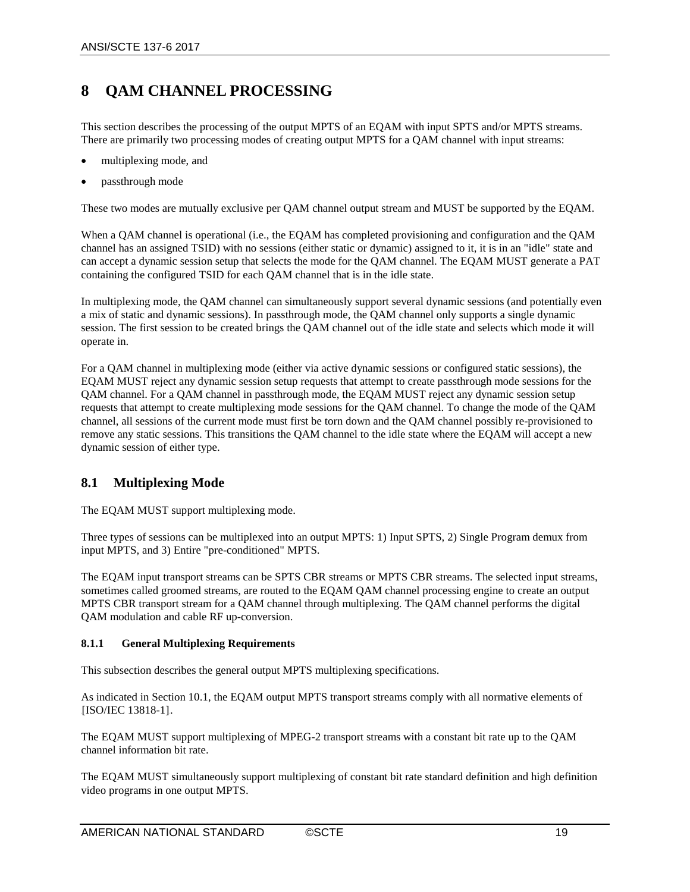# 8 QAM CHANNEL PROCESSING

This section describes the processing of the output MPTS of an EQAM with input SPTS and/or MPTS streams. There are primarily two processing modes of creating output MPTS for a QAM channel with input streams:

- multiplexing mode, and
- passthrough mode

These two modes are mutually exclusive per QAM channel output stream and MUST be supported by the EQAM.

When a QAM channel is operational (i.e., the EQAM has completed provisioning and configuration and the QAM channel has an assigned TSID) with no sessions (either static or dynamic) assigned to it, it is in an "idle" state and can accept a dynamic session setup that selects the mode for the QAM channel. The EQAM MUST generate a PAT containing the configured TSID for each QAM channel that is in the idle state.

In multiplexing mode, the QAM channel can simultaneously support several dynamic sessions (and potentially even a mix of static and dynamic sessions). In passthrough mode, the QAM channel only supports a single dynamic session. The first session to be created brings the QAM channel out of the idle state and selects which mode it will operate in.

For a QAM channel in multiplexing mode (either via active dynamic sessions or configured static sessions), the EQAM MUST reject any dynamic session setup requests that attempt to create passthrough mode sessions for the QAM channel. For a QAM channel in passthrough mode, the EQAM MUST reject any dynamic session setup requests that attempt to create multiplexing mode sessions for the QAM channel. To change the mode of the QAM channel, all sessions of the current mode must first be torn down and the QAM channel possibly re-provisioned to remove any static sessions. This transitions the QAM channel to the idle state where the EQAM will accept a new dynamic session of either type.

## 8.1 Multiplexing Mode

The EQAM MUST support multiplexing mode.

Three types of sessions can be multiplexed into an output MPTS: 1) Input SPTS, 2) Single Program demux from input MPTS, and 3) Entire "pre-conditioned" MPTS.

The EQAM input transport streams can be SPTS CBR streams or MPTS CBR streams. The selected input streams, sometimes called groomed streams, are routed to the EQAM QAM channel processing engine to create an output MPTS CBR transport stream for a QAM channel through multiplexing. The QAM channel performs the digital QAM modulation and cable RF up-conversion.

### 8.1.1 General Multiplexing Requirements

This subsection describes the general output MPTS multiplexing specifications.

As indicated in Section 10.1, the EQAM output MPTS transport streams comply with all normative elements of [ISO/IEC 13818-1].

The EQAM MUST support multiplexing of MPEG-2 transport streams with a constant bit rate up to the QAM channel information bit rate.

The EQAM MUST simultaneously support multiplexing of constant bit rate standard definition and high definition video programs in one output MPTS.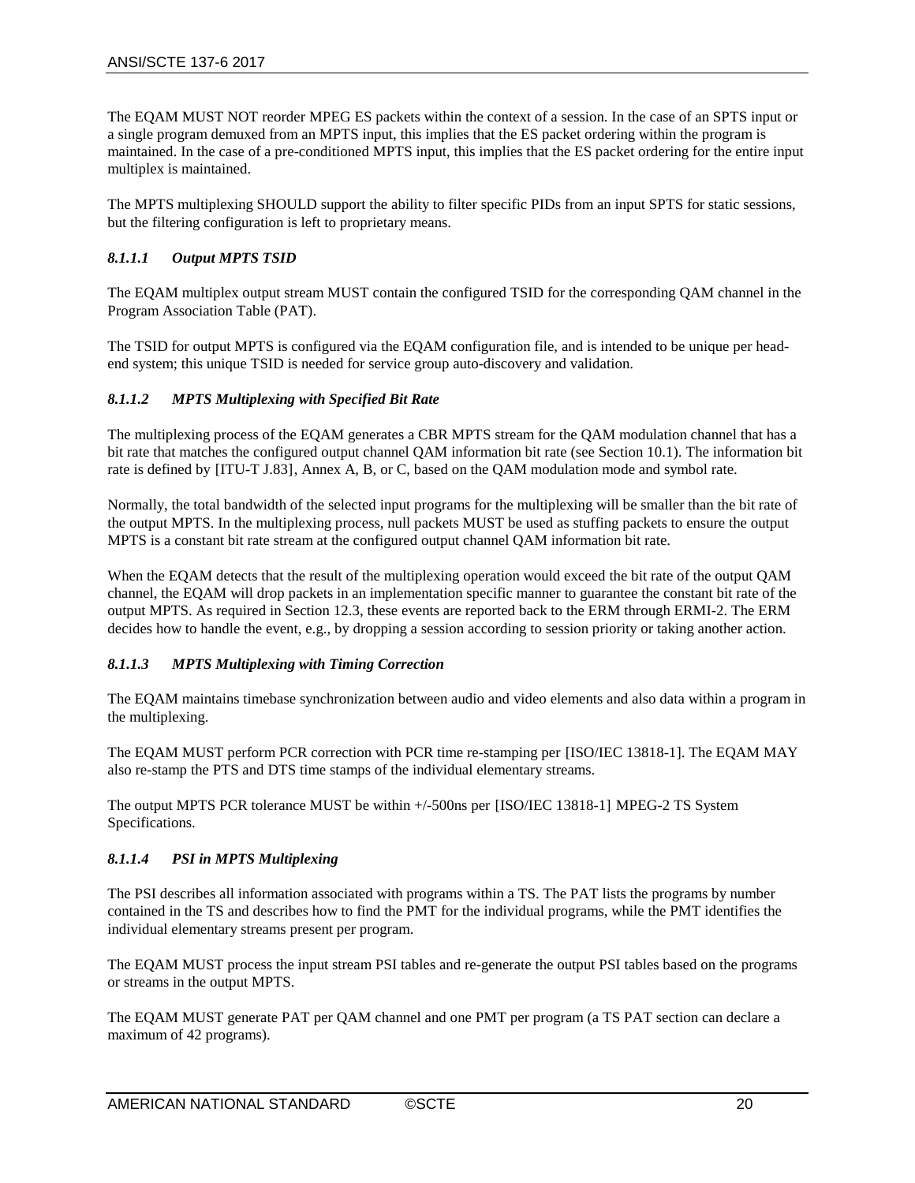The EQAM MUST NOT reorder MPEG ES packets within the context of a session. In the case of an SPTS input or a single program demuxed from an MPTS input, this implies that the ES packet ordering within the program is maintained. In the case of a pre-conditioned MPTS input, this implies that the ES packet ordering for the entire input multiplex is maintained.

The MPTS multiplexing SHOULD support the ability to filter specific PIDs from an input SPTS for static sessions, but the filtering configuration is left to proprietary means.

#### *8.1.1.1 Output MPTS TSID*

The EQAM multiplex output stream MUST contain the configured TSID for the corresponding QAM channel in the Program Association Table (PAT).

The TSID for output MPTS is configured via the EQAM configuration file, and is intended to be unique per head-end system; this unique TSID is needed for service group auto-discovery and validation.

#### *8.1.1.2 MPTS Multiplexing with Specified Bit Rate*

The multiplexing process of the EQAM generates a CBR MPTS stream for the QAM modulation channel that has a bit rate that matches the configured output channel QAM information bit rate (see Section 10.1). The information bit rate is defined by [ITU-T J.83], Annex A, B, or C, based on the QAM modulation mode and symbol rate.

Normally, the total bandwidth of the selected input programs for the multiplexing will be smaller than the bit rate of the output MPTS. In the multiplexing process, null packets MUST be used as stuffing packets to ensure the output MPTS is a constant bit rate stream at the configured output channel QAM information bit rate.

When the EQAM detects that the result of the multiplexing operation would exceed the bit rate of the output QAM channel, the EQAM will drop packets in an implementation specific manner to guarantee the constant bit rate of the output MPTS. As required in Section 12.3, these events are reported back to the ERM through ERMI-2. The ERM decides how to handle the event, e.g., by dropping a session according to session priority or taking another action.

#### *8.1.1.3 MPTS Multiplexing with Timing Correction*

The EQAM maintains timebase synchronization between audio and video elements and also data within a program in the multiplexing.

The EQAM MUST perform PCR correction with PCR time re-stamping per [ISO/IEC 13818-1]. The EQAM MAY also re-stamp the PTS and DTS time stamps of the individual elementary streams.

The output MPTS PCR tolerance MUST be within +/-500ns per [ISO/IEC 13818-1] MPEG-2 TS System Specifications.

#### *8.1.1.4 PSI in MPTS Multiplexing*

The PSI describes all information associated with programs within a TS. The PAT lists the programs by number contained in the TS and describes how to find the PMT for the individual programs, while the PMT identifies the individual elementary streams present per program.

The EQAM MUST process the input stream PSI tables and re-generate the output PSI tables based on the programs or streams in the output MPTS.

The EQAM MUST generate PAT per QAM channel and one PMT per program (a TS PAT section can declare a maximum of 42 programs).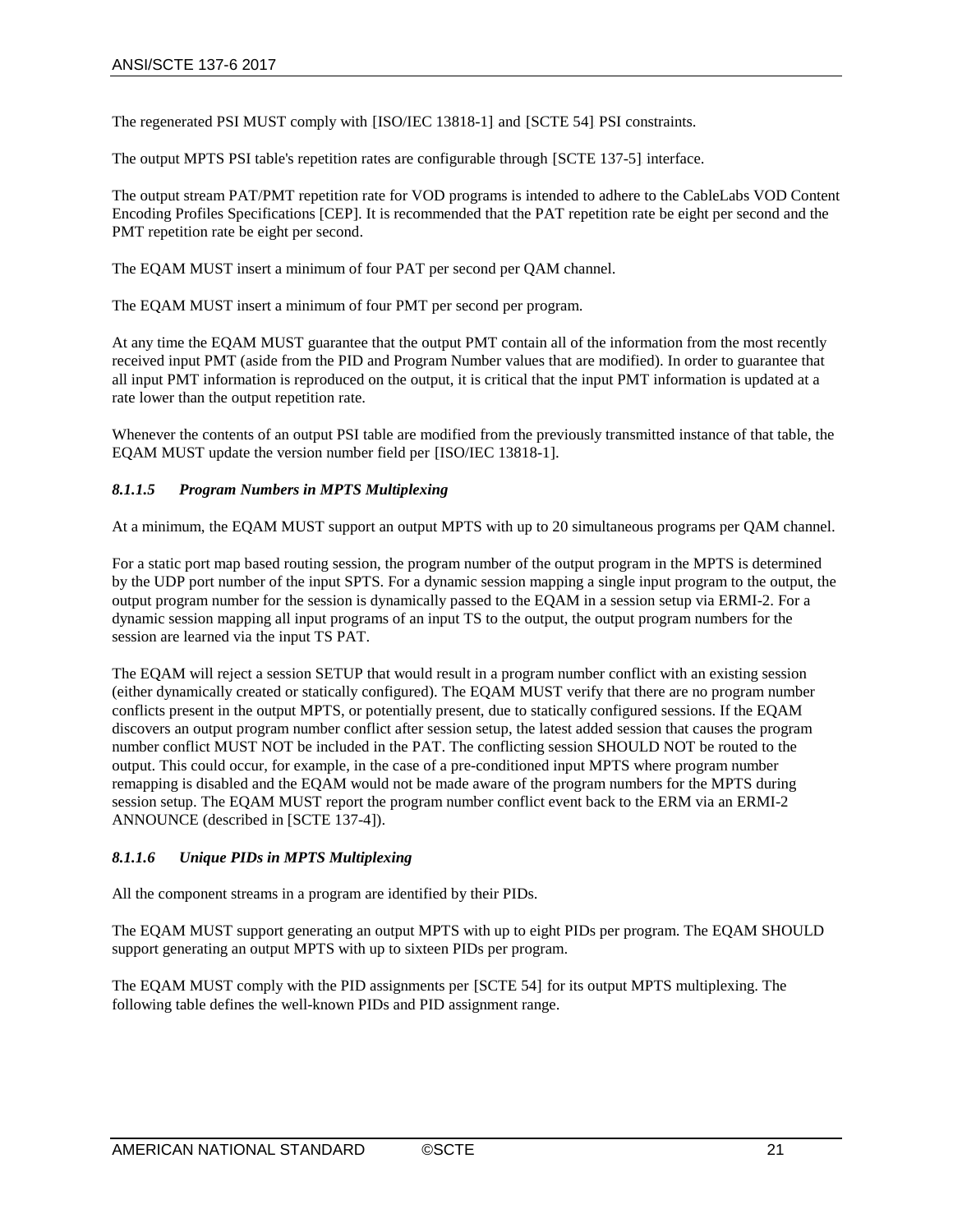The regenerated PSI MUST comply with [ISO/IEC 13818-1] and [SCTE 54] PSI constraints.

The output MPTS PSI table's repetition rates are configurable through [SCTE 137-5] interface.

The output stream PAT/PMT repetition rate for VOD programs is intended to adhere to the CableLabs VOD Content Encoding Profiles Specifications [CEP]. It is recommended that the PAT repetition rate be eight per second and the PMT repetition rate be eight per second.

The EQAM MUST insert a minimum of four PAT per second per QAM channel.

The EQAM MUST insert a minimum of four PMT per second per program.

At any time the EQAM MUST guarantee that the output PMT contain all of the information from the most recently received input PMT (aside from the PID and Program Number values that are modified). In order to guarantee that all input PMT information is reproduced on the output, it is critical that the input PMT information is updated at a rate lower than the output repetition rate.

Whenever the contents of an output PSI table are modified from the previously transmitted instance of that table, the EQAM MUST update the version number field per [ISO/IEC 13818-1].

#### *8.1.1.5 Program Numbers in MPTS Multiplexing*

At a minimum, the EQAM MUST support an output MPTS with up to 20 simultaneous programs per QAM channel.

For a static port map based routing session, the program number of the output program in the MPTS is determined by the UDP port number of the input SPTS. For a dynamic session mapping a single input program to the output, the output program number for the session is dynamically passed to the EQAM in a session setup via ERMI-2. For a dynamic session mapping all input programs of an input TS to the output, the output program numbers for the session are learned via the input TS PAT.

The EQAM will reject a session SETUP that would result in a program number conflict with an existing session (either dynamically created or statically configured). The EQAM MUST verify that there are no program number conflicts present in the output MPTS, or potentially present, due to statically configured sessions. If the EQAM discovers an output program number conflict after session setup, the latest added session that causes the program number conflict MUST NOT be included in the PAT. The conflicting session SHOULD NOT be routed to the output. This could occur, for example, in the case of a pre-conditioned input MPTS where program number remapping is disabled and the EQAM would not be made aware of the program numbers for the MPTS during session setup. The EQAM MUST report the program number conflict event back to the ERM via an ERMI-2 ANNOUNCE (described in [SCTE 137-4]).

#### *8.1.1.6 Unique PIDs in MPTS Multiplexing*

All the component streams in a program are identified by their PIDs.

The EQAM MUST support generating an output MPTS with up to eight PIDs per program. The EQAM SHOULD support generating an output MPTS with up to sixteen PIDs per program.

The EQAM MUST comply with the PID assignments per [SCTE 54] for its output MPTS multiplexing. The following table defines the well-known PIDs and PID assignment range.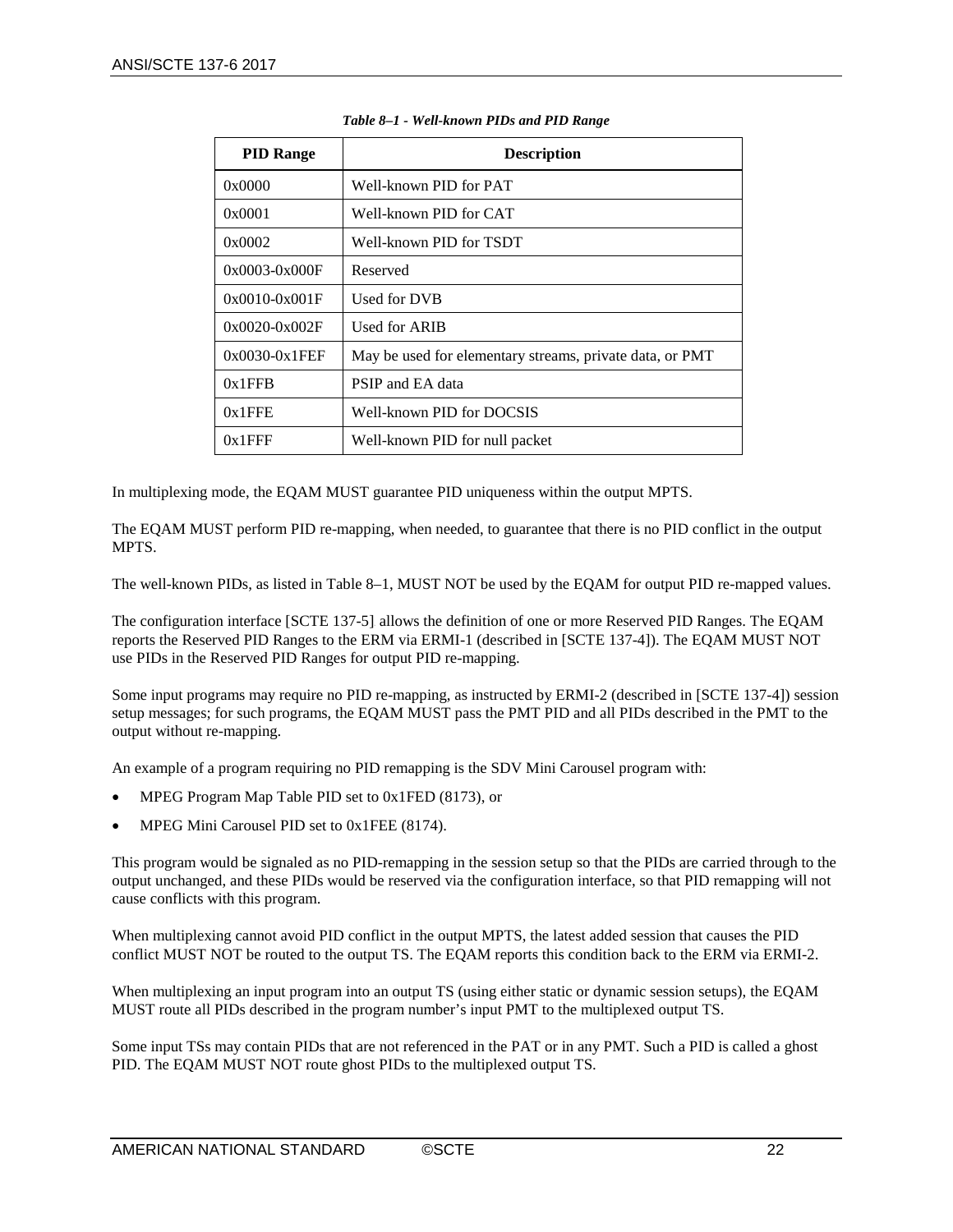*Table 8–1 - Well-known PIDs and PID Range*

| PID Range | Description |
| --- | --- |
| 0x0000 | Well-known PID for PAT |
| 0x0001 | Well-known PID for CAT |
| 0x0002 | Well-known PID for TSDT |
| 0x0003-0x000F | Reserved |
| 0x0010-0x001F | Used for DVB |
| 0x0020-0x002F | Used for ARIB |
| 0x0030-0x1FEF | May be used for elementary streams, private data, or PMT |
| 0x1FFB | PSIP and EA data |
| 0x1FFE | Well-known PID for DOCSIS |
| 0x1FFF | Well-known PID for null packet |

In multiplexing mode, the EQAM MUST guarantee PID uniqueness within the output MPTS.

The EQAM MUST perform PID re-mapping, when needed, to guarantee that there is no PID conflict in the output MPTS.

The well-known PIDs, as listed in Table 8–1, MUST NOT be used by the EQAM for output PID re-mapped values.

The configuration interface [SCTE 137-5] allows the definition of one or more Reserved PID Ranges. The EQAM reports the Reserved PID Ranges to the ERM via ERMI-1 (described in [SCTE 137-4]). The EQAM MUST NOT use PIDs in the Reserved PID Ranges for output PID re-mapping.

Some input programs may require no PID re-mapping, as instructed by ERMI-2 (described in [SCTE 137-4]) session setup messages; for such programs, the EQAM MUST pass the PMT PID and all PIDs described in the PMT to the output without re-mapping.

An example of a program requiring no PID remapping is the SDV Mini Carousel program with:

- MPEG Program Map Table PID set to 0x1FED (8173), or
- MPEG Mini Carousel PID set to 0x1FEE (8174).

This program would be signaled as no PID-remapping in the session setup so that the PIDs are carried through to the output unchanged, and these PIDs would be reserved via the configuration interface, so that PID remapping will not cause conflicts with this program.

When multiplexing cannot avoid PID conflict in the output MPTS, the latest added session that causes the PID conflict MUST NOT be routed to the output TS. The EQAM reports this condition back to the ERM via ERMI-2.

When multiplexing an input program into an output TS (using either static or dynamic session setups), the EQAM MUST route all PIDs described in the program number's input PMT to the multiplexed output TS.

Some input TSs may contain PIDs that are not referenced in the PAT or in any PMT. Such a PID is called a ghost PID. The EQAM MUST NOT route ghost PIDs to the multiplexed output TS.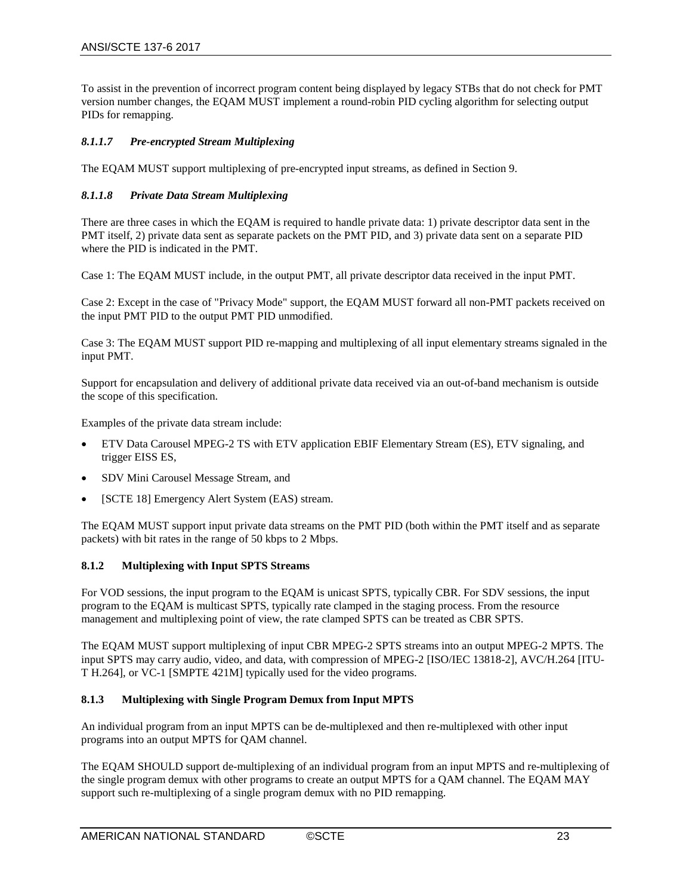To assist in the prevention of incorrect program content being displayed by legacy STBs that do not check for PMT version number changes, the EQAM MUST implement a round-robin PID cycling algorithm for selecting output PIDs for remapping.

##### *8.1.1.7 Pre-encrypted Stream Multiplexing*

The EQAM MUST support multiplexing of pre-encrypted input streams, as defined in Section 9.

##### *8.1.1.8 Private Data Stream Multiplexing*

There are three cases in which the EQAM is required to handle private data: 1) private descriptor data sent in the PMT itself, 2) private data sent as separate packets on the PMT PID, and 3) private data sent on a separate PID where the PID is indicated in the PMT.

Case 1: The EQAM MUST include, in the output PMT, all private descriptor data received in the input PMT.

Case 2: Except in the case of "Privacy Mode" support, the EQAM MUST forward all non-PMT packets received on the input PMT PID to the output PMT PID unmodified.

Case 3: The EQAM MUST support PID re-mapping and multiplexing of all input elementary streams signaled in the input PMT.

Support for encapsulation and delivery of additional private data received via an out-of-band mechanism is outside the scope of this specification.

Examples of the private data stream include:

- ETV Data Carousel MPEG-2 TS with ETV application EBIF Elementary Stream (ES), ETV signaling, and trigger EISS ES,
- SDV Mini Carousel Message Stream, and
- [SCTE 18] Emergency Alert System (EAS) stream.

The EQAM MUST support input private data streams on the PMT PID (both within the PMT itself and as separate packets) with bit rates in the range of 50 kbps to 2 Mbps.

#### **8.1.2 Multiplexing with Input SPTS Streams**

For VOD sessions, the input program to the EQAM is unicast SPTS, typically CBR. For SDV sessions, the input program to the EQAM is multicast SPTS, typically rate clamped in the staging process. From the resource management and multiplexing point of view, the rate clamped SPTS can be treated as CBR SPTS.

The EQAM MUST support multiplexing of input CBR MPEG-2 SPTS streams into an output MPEG-2 MPTS. The input SPTS may carry audio, video, and data, with compression of MPEG-2 [ISO/IEC 13818-2], AVC/H.264 [ITU-T H.264], or VC-1 [SMPTE 421M] typically used for the video programs.

#### **8.1.3 Multiplexing with Single Program Demux from Input MPTS**

An individual program from an input MPTS can be de-multiplexed and then re-multiplexed with other input programs into an output MPTS for QAM channel.

The EQAM SHOULD support de-multiplexing of an individual program from an input MPTS and re-multiplexing of the single program demux with other programs to create an output MPTS for a QAM channel. The EQAM MAY support such re-multiplexing of a single program demux with no PID remapping.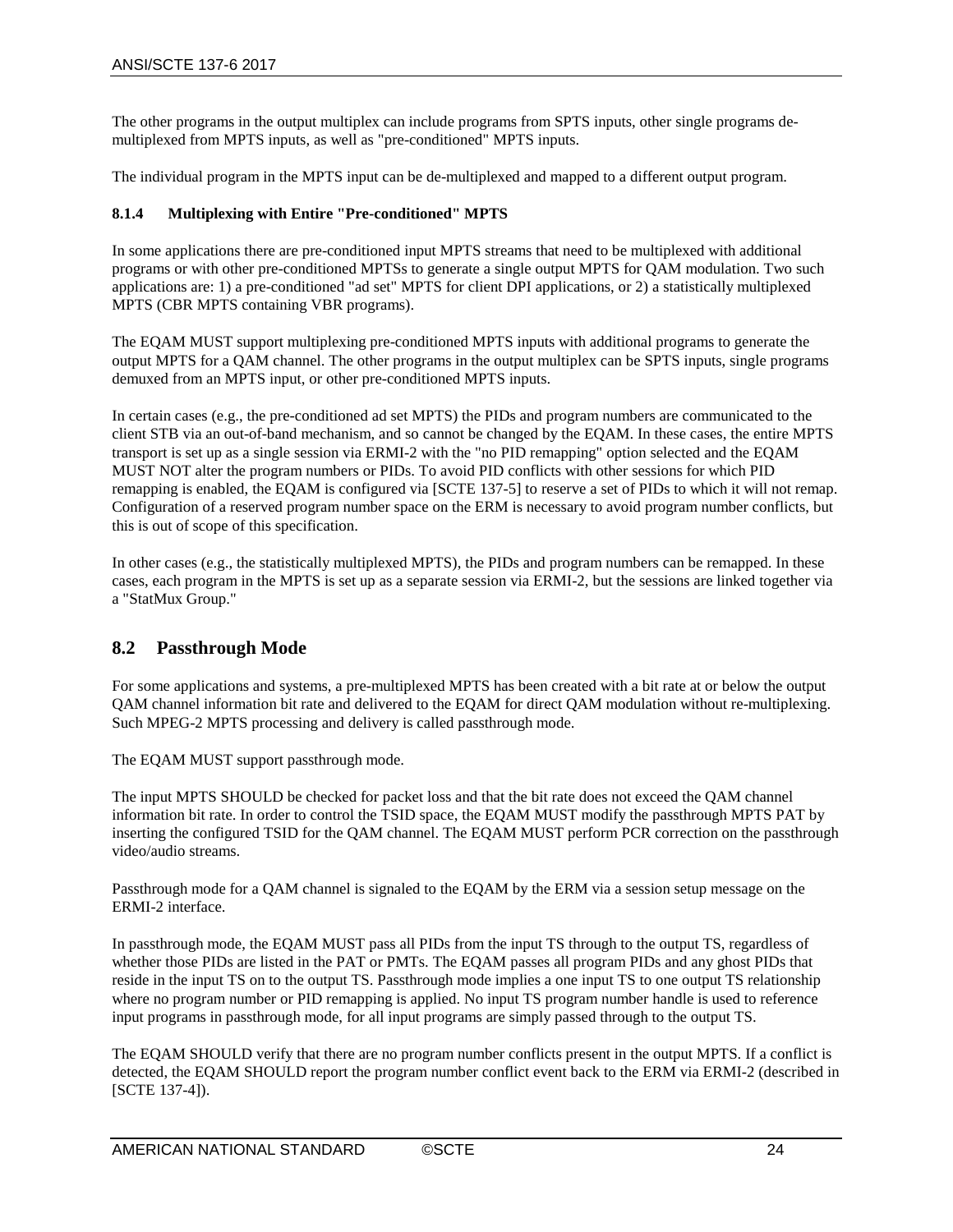The other programs in the output multiplex can include programs from SPTS inputs, other single programs de-multiplexed from MPTS inputs, as well as "pre-conditioned" MPTS inputs.

The individual program in the MPTS input can be de-multiplexed and mapped to a different output program.

#### 8.1.4 Multiplexing with Entire "Pre-conditioned" MPTS

In some applications there are pre-conditioned input MPTS streams that need to be multiplexed with additional programs or with other pre-conditioned MPTSs to generate a single output MPTS for QAM modulation. Two such applications are: 1) a pre-conditioned "ad set" MPTS for client DPI applications, or 2) a statistically multiplexed MPTS (CBR MPTS containing VBR programs).

The EQAM MUST support multiplexing pre-conditioned MPTS inputs with additional programs to generate the output MPTS for a QAM channel. The other programs in the output multiplex can be SPTS inputs, single programs demuxed from an MPTS input, or other pre-conditioned MPTS inputs.

In certain cases (e.g., the pre-conditioned ad set MPTS) the PIDs and program numbers are communicated to the client STB via an out-of-band mechanism, and so cannot be changed by the EQAM. In these cases, the entire MPTS transport is set up as a single session via ERMI-2 with the "no PID remapping" option selected and the EQAM MUST NOT alter the program numbers or PIDs. To avoid PID conflicts with other sessions for which PID remapping is enabled, the EQAM is configured via [SCTE 137-5] to reserve a set of PIDs to which it will not remap. Configuration of a reserved program number space on the ERM is necessary to avoid program number conflicts, but this is out of scope of this specification.

In other cases (e.g., the statistically multiplexed MPTS), the PIDs and program numbers can be remapped. In these cases, each program in the MPTS is set up as a separate session via ERMI-2, but the sessions are linked together via a "StatMux Group."

## 8.2 Passthrough Mode

For some applications and systems, a pre-multiplexed MPTS has been created with a bit rate at or below the output QAM channel information bit rate and delivered to the EQAM for direct QAM modulation without re-multiplexing. Such MPEG-2 MPTS processing and delivery is called passthrough mode.

The EQAM MUST support passthrough mode.

The input MPTS SHOULD be checked for packet loss and that the bit rate does not exceed the QAM channel information bit rate. In order to control the TSID space, the EQAM MUST modify the passthrough MPTS PAT by inserting the configured TSID for the QAM channel. The EQAM MUST perform PCR correction on the passthrough video/audio streams.

Passthrough mode for a QAM channel is signaled to the EQAM by the ERM via a session setup message on the ERMI-2 interface.

In passthrough mode, the EQAM MUST pass all PIDs from the input TS through to the output TS, regardless of whether those PIDs are listed in the PAT or PMTs. The EQAM passes all program PIDs and any ghost PIDs that reside in the input TS on to the output TS. Passthrough mode implies a one input TS to one output TS relationship where no program number or PID remapping is applied. No input TS program number handle is used to reference input programs in passthrough mode, for all input programs are simply passed through to the output TS.

The EQAM SHOULD verify that there are no program number conflicts present in the output MPTS. If a conflict is detected, the EQAM SHOULD report the program number conflict event back to the ERM via ERMI-2 (described in [SCTE 137-4]).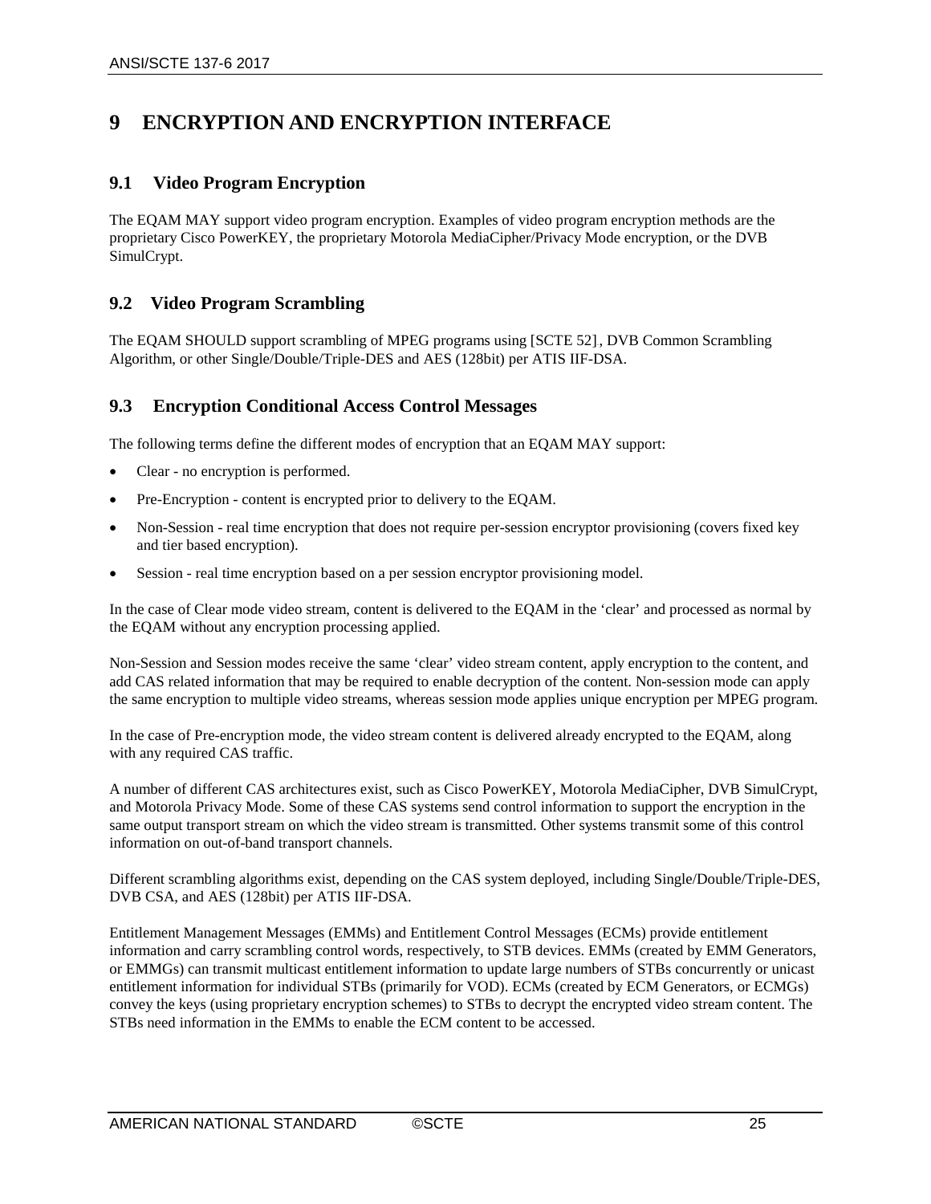# 9 ENCRYPTION AND ENCRYPTION INTERFACE

## 9.1 Video Program Encryption

The EQAM MAY support video program encryption. Examples of video program encryption methods are the proprietary Cisco PowerKEY, the proprietary Motorola MediaCipher/Privacy Mode encryption, or the DVB SimulCrypt.

## 9.2 Video Program Scrambling

The EQAM SHOULD support scrambling of MPEG programs using [SCTE 52], DVB Common Scrambling Algorithm, or other Single/Double/Triple-DES and AES (128bit) per ATIS IIF-DSA.

## 9.3 Encryption Conditional Access Control Messages

The following terms define the different modes of encryption that an EQAM MAY support:

- Clear - no encryption is performed.
- Pre-Encryption - content is encrypted prior to delivery to the EQAM.
- Non-Session - real time encryption that does not require per-session encryptor provisioning (covers fixed key and tier based encryption).
- Session - real time encryption based on a per session encryptor provisioning model.

In the case of Clear mode video stream, content is delivered to the EQAM in the 'clear' and processed as normal by the EQAM without any encryption processing applied.

Non-Session and Session modes receive the same 'clear' video stream content, apply encryption to the content, and add CAS related information that may be required to enable decryption of the content. Non-session mode can apply the same encryption to multiple video streams, whereas session mode applies unique encryption per MPEG program.

In the case of Pre-encryption mode, the video stream content is delivered already encrypted to the EQAM, along with any required CAS traffic.

A number of different CAS architectures exist, such as Cisco PowerKEY, Motorola MediaCipher, DVB SimulCrypt, and Motorola Privacy Mode. Some of these CAS systems send control information to support the encryption in the same output transport stream on which the video stream is transmitted. Other systems transmit some of this control information on out-of-band transport channels.

Different scrambling algorithms exist, depending on the CAS system deployed, including Single/Double/Triple-DES, DVB CSA, and AES (128bit) per ATIS IIF-DSA.

Entitlement Management Messages (EMMs) and Entitlement Control Messages (ECMs) provide entitlement information and carry scrambling control words, respectively, to STB devices. EMMs (created by EMM Generators, or EMMGs) can transmit multicast entitlement information to update large numbers of STBs concurrently or unicast entitlement information for individual STBs (primarily for VOD). ECMs (created by ECM Generators, or ECMGs) convey the keys (using proprietary encryption schemes) to STBs to decrypt the encrypted video stream content. The STBs need information in the EMMs to enable the ECM content to be accessed.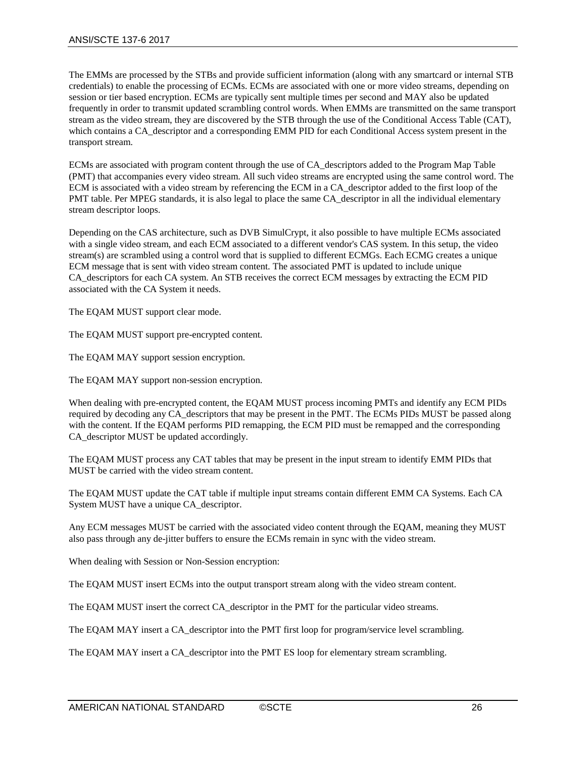The EMMs are processed by the STBs and provide sufficient information (along with any smartcard or internal STB credentials) to enable the processing of ECMs. ECMs are associated with one or more video streams, depending on session or tier based encryption. ECMs are typically sent multiple times per second and MAY also be updated frequently in order to transmit updated scrambling control words. When EMMs are transmitted on the same transport stream as the video stream, they are discovered by the STB through the use of the Conditional Access Table (CAT), which contains a CA_descriptor and a corresponding EMM PID for each Conditional Access system present in the transport stream.

ECMs are associated with program content through the use of CA_descriptors added to the Program Map Table (PMT) that accompanies every video stream. All such video streams are encrypted using the same control word. The ECM is associated with a video stream by referencing the ECM in a CA_descriptor added to the first loop of the PMT table. Per MPEG standards, it is also legal to place the same CA_descriptor in all the individual elementary stream descriptor loops.

Depending on the CAS architecture, such as DVB SimulCrypt, it also possible to have multiple ECMs associated with a single video stream, and each ECM associated to a different vendor's CAS system. In this setup, the video stream(s) are scrambled using a control word that is supplied to different ECMGs. Each ECMG creates a unique ECM message that is sent with video stream content. The associated PMT is updated to include unique CA_descriptors for each CA system. An STB receives the correct ECM messages by extracting the ECM PID associated with the CA System it needs.

The EQAM MUST support clear mode.

The EQAM MUST support pre-encrypted content.

The EQAM MAY support session encryption.

The EQAM MAY support non-session encryption.

When dealing with pre-encrypted content, the EQAM MUST process incoming PMTs and identify any ECM PIDs required by decoding any CA_descriptors that may be present in the PMT. The ECMs PIDs MUST be passed along with the content. If the EQAM performs PID remapping, the ECM PID must be remapped and the corresponding CA_descriptor MUST be updated accordingly.

The EQAM MUST process any CAT tables that may be present in the input stream to identify EMM PIDs that MUST be carried with the video stream content.

The EQAM MUST update the CAT table if multiple input streams contain different EMM CA Systems. Each CA System MUST have a unique CA_descriptor.

Any ECM messages MUST be carried with the associated video content through the EQAM, meaning they MUST also pass through any de-jitter buffers to ensure the ECMs remain in sync with the video stream.

When dealing with Session or Non-Session encryption:

The EQAM MUST insert ECMs into the output transport stream along with the video stream content.

The EQAM MUST insert the correct CA_descriptor in the PMT for the particular video streams.

The EQAM MAY insert a CA_descriptor into the PMT first loop for program/service level scrambling.

The EQAM MAY insert a CA_descriptor into the PMT ES loop for elementary stream scrambling.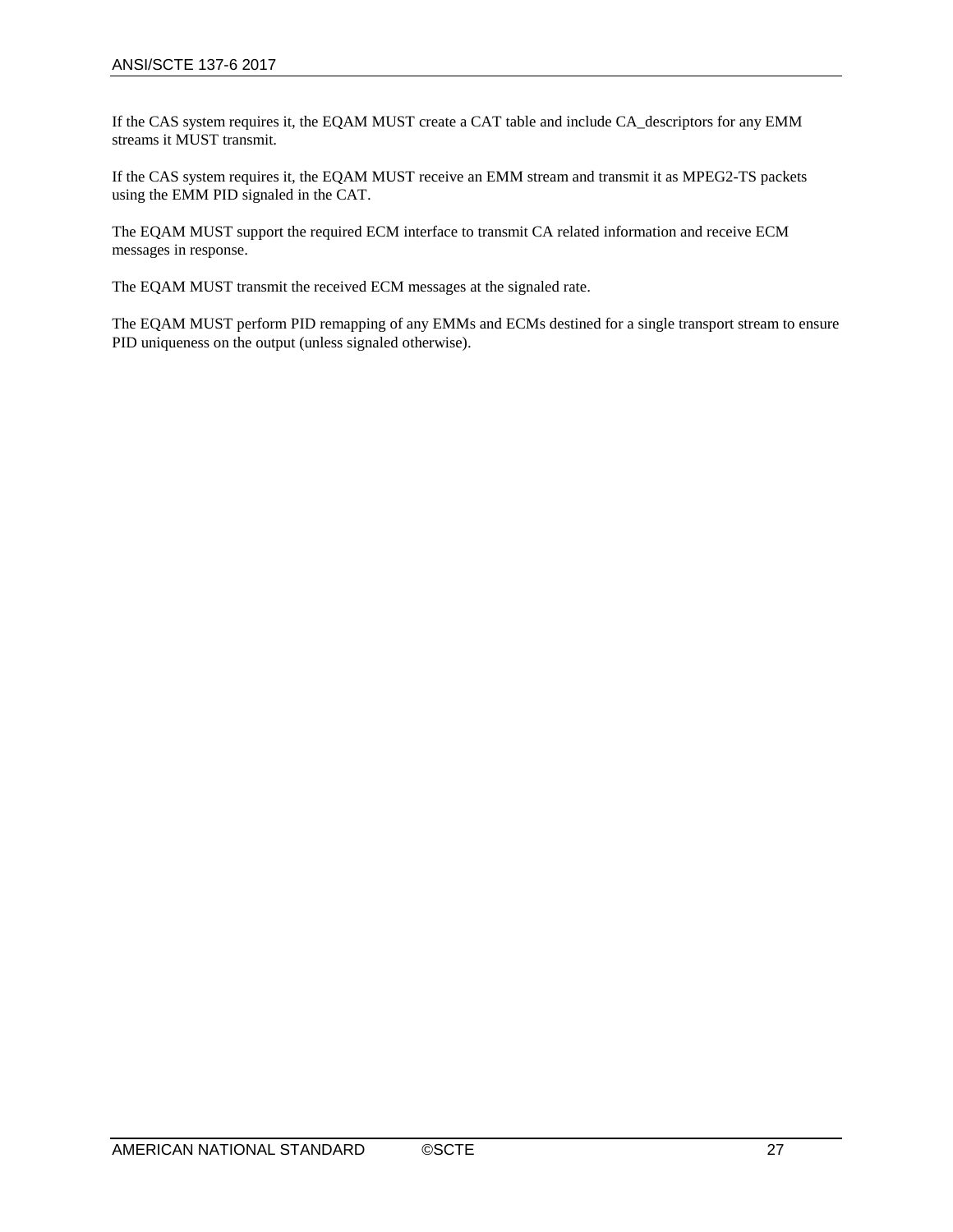If the CAS system requires it, the EQAM MUST create a CAT table and include CA_descriptors for any EMM streams it MUST transmit.

If the CAS system requires it, the EQAM MUST receive an EMM stream and transmit it as MPEG2-TS packets using the EMM PID signaled in the CAT.

The EQAM MUST support the required ECM interface to transmit CA related information and receive ECM messages in response.

The EQAM MUST transmit the received ECM messages at the signaled rate.

The EQAM MUST perform PID remapping of any EMMs and ECMs destined for a single transport stream to ensure PID uniqueness on the output (unless signaled otherwise).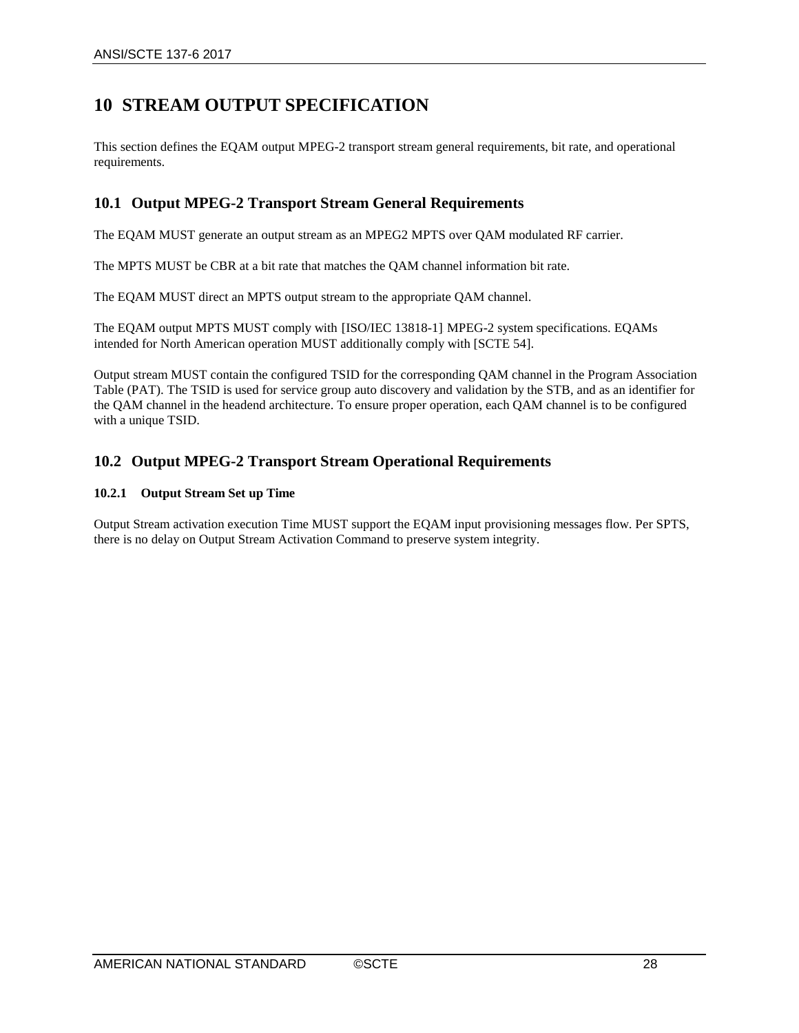# 10 STREAM OUTPUT SPECIFICATION

This section defines the EQAM output MPEG-2 transport stream general requirements, bit rate, and operational requirements.

## 10.1 Output MPEG-2 Transport Stream General Requirements

The EQAM MUST generate an output stream as an MPEG2 MPTS over QAM modulated RF carrier.

The MPTS MUST be CBR at a bit rate that matches the QAM channel information bit rate.

The EQAM MUST direct an MPTS output stream to the appropriate QAM channel.

The EQAM output MPTS MUST comply with [ISO/IEC 13818-1] MPEG-2 system specifications. EQAMs intended for North American operation MUST additionally comply with [SCTE 54].

Output stream MUST contain the configured TSID for the corresponding QAM channel in the Program Association Table (PAT). The TSID is used for service group auto discovery and validation by the STB, and as an identifier for the QAM channel in the headend architecture. To ensure proper operation, each QAM channel is to be configured with a unique TSID.

## 10.2 Output MPEG-2 Transport Stream Operational Requirements

### 10.2.1 Output Stream Set up Time

Output Stream activation execution Time MUST support the EQAM input provisioning messages flow. Per SPTS, there is no delay on Output Stream Activation Command to preserve system integrity.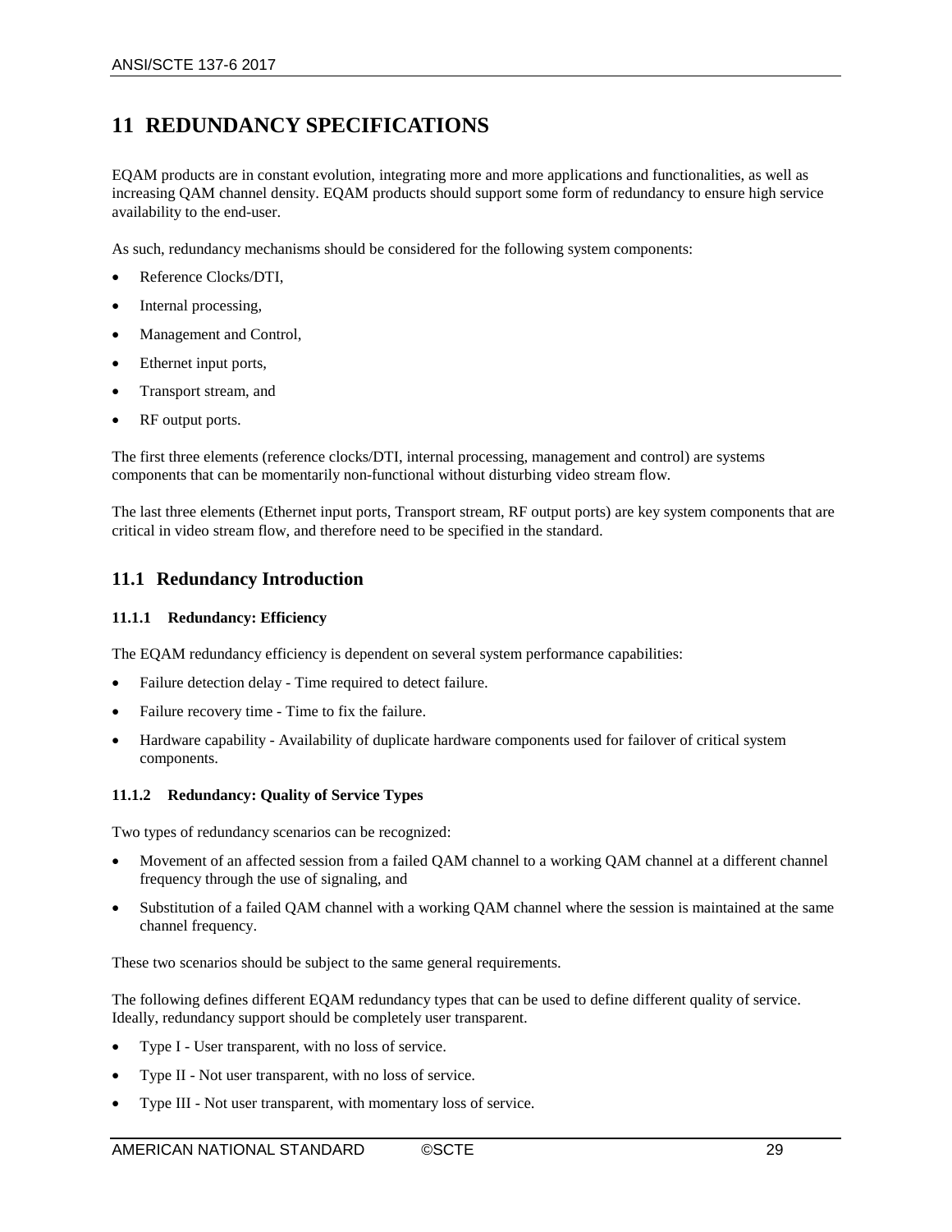# 11 REDUNDANCY SPECIFICATIONS

EQAM products are in constant evolution, integrating more and more applications and functionalities, as well as increasing QAM channel density. EQAM products should support some form of redundancy to ensure high service availability to the end-user.

As such, redundancy mechanisms should be considered for the following system components:

- Reference Clocks/DTI,
- Internal processing,
- Management and Control,
- Ethernet input ports,
- Transport stream, and
- RF output ports.

The first three elements (reference clocks/DTI, internal processing, management and control) are systems components that can be momentarily non-functional without disturbing video stream flow.

The last three elements (Ethernet input ports, Transport stream, RF output ports) are key system components that are critical in video stream flow, and therefore need to be specified in the standard.

## 11.1 Redundancy Introduction

### 11.1.1 Redundancy: Efficiency

The EQAM redundancy efficiency is dependent on several system performance capabilities:

- Failure detection delay - Time required to detect failure.
- Failure recovery time - Time to fix the failure.
- Hardware capability - Availability of duplicate hardware components used for failover of critical system components.

### 11.1.2 Redundancy: Quality of Service Types

Two types of redundancy scenarios can be recognized:

- Movement of an affected session from a failed QAM channel to a working QAM channel at a different channel frequency through the use of signaling, and
- Substitution of a failed QAM channel with a working QAM channel where the session is maintained at the same channel frequency.

These two scenarios should be subject to the same general requirements.

The following defines different EQAM redundancy types that can be used to define different quality of service. Ideally, redundancy support should be completely user transparent.

- Type I - User transparent, with no loss of service.
- Type II - Not user transparent, with no loss of service.
- Type III - Not user transparent, with momentary loss of service.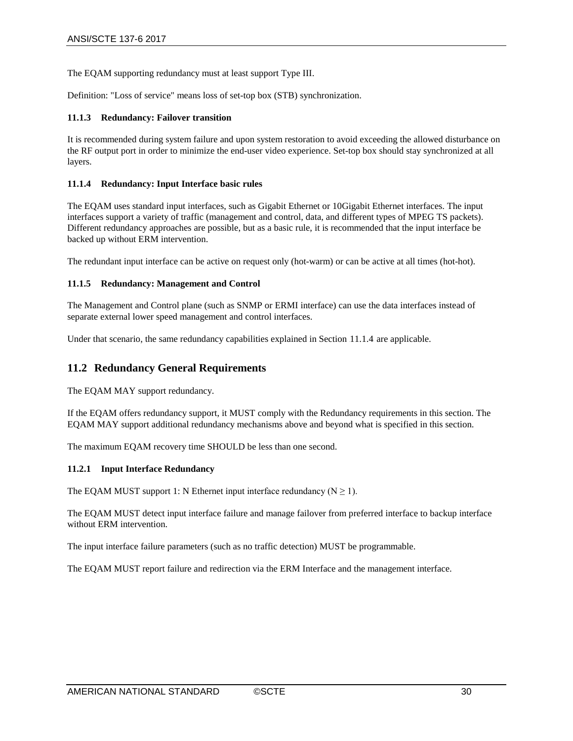The EQAM supporting redundancy must at least support Type III.

Definition: "Loss of service" means loss of set-top box (STB) synchronization.

#### 11.1.3 Redundancy: Failover transition

It is recommended during system failure and upon system restoration to avoid exceeding the allowed disturbance on the RF output port in order to minimize the end-user video experience. Set-top box should stay synchronized at all layers.

#### 11.1.4 Redundancy: Input Interface basic rules

The EQAM uses standard input interfaces, such as Gigabit Ethernet or 10Gigabit Ethernet interfaces. The input interfaces support a variety of traffic (management and control, data, and different types of MPEG TS packets). Different redundancy approaches are possible, but as a basic rule, it is recommended that the input interface be backed up without ERM intervention.

The redundant input interface can be active on request only (hot-warm) or can be active at all times (hot-hot).

#### 11.1.5 Redundancy: Management and Control

The Management and Control plane (such as SNMP or ERMI interface) can use the data interfaces instead of separate external lower speed management and control interfaces.

Under that scenario, the same redundancy capabilities explained in Section 11.1.4 are applicable.

## 11.2 Redundancy General Requirements

The EQAM MAY support redundancy.

If the EQAM offers redundancy support, it MUST comply with the Redundancy requirements in this section. The EQAM MAY support additional redundancy mechanisms above and beyond what is specified in this section.

The maximum EQAM recovery time SHOULD be less than one second.

#### 11.2.1 Input Interface Redundancy

The EQAM MUST support 1: N Ethernet input interface redundancy ($N \geq 1$).

The EQAM MUST detect input interface failure and manage failover from preferred interface to backup interface without ERM intervention.

The input interface failure parameters (such as no traffic detection) MUST be programmable.

The EQAM MUST report failure and redirection via the ERM Interface and the management interface.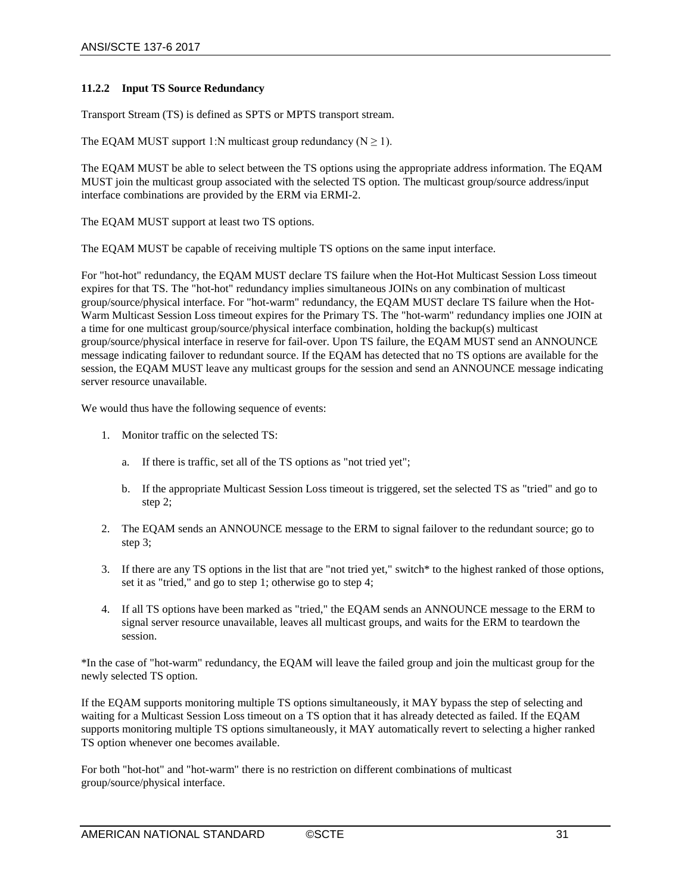### 11.2.2 Input TS Source Redundancy

Transport Stream (TS) is defined as SPTS or MPTS transport stream.

The EQAM MUST support 1:N multicast group redundancy ($N \geq 1$).

The EQAM MUST be able to select between the TS options using the appropriate address information. The EQAM MUST join the multicast group associated with the selected TS option. The multicast group/source address/input interface combinations are provided by the ERM via ERMI-2.

The EQAM MUST support at least two TS options.

The EQAM MUST be capable of receiving multiple TS options on the same input interface.

For "hot-hot" redundancy, the EQAM MUST declare TS failure when the Hot-Hot Multicast Session Loss timeout expires for that TS. The "hot-hot" redundancy implies simultaneous JOINs on any combination of multicast group/source/physical interface. For "hot-warm" redundancy, the EQAM MUST declare TS failure when the Hot-Warm Multicast Session Loss timeout expires for the Primary TS. The "hot-warm" redundancy implies one JOIN at a time for one multicast group/source/physical interface combination, holding the backup(s) multicast group/source/physical interface in reserve for fail-over. Upon TS failure, the EQAM MUST send an ANNOUNCE message indicating failover to redundant source. If the EQAM has detected that no TS options are available for the session, the EQAM MUST leave any multicast groups for the session and send an ANNOUNCE message indicating server resource unavailable.

We would thus have the following sequence of events:

1. Monitor traffic on the selected TS:
   a. If there is traffic, set all of the TS options as "not tried yet";
   b. If the appropriate Multicast Session Loss timeout is triggered, set the selected TS as "tried" and go to step 2;
2. The EQAM sends an ANNOUNCE message to the ERM to signal failover to the redundant source; go to step 3;
3. If there are any TS options in the list that are "not tried yet," switch* to the highest ranked of those options, set it as "tried," and go to step 1; otherwise go to step 4;
4. If all TS options have been marked as "tried," the EQAM sends an ANNOUNCE message to the ERM to signal server resource unavailable, leaves all multicast groups, and waits for the ERM to teardown the session.

*In the case of "hot-warm" redundancy, the EQAM will leave the failed group and join the multicast group for the newly selected TS option.

If the EQAM supports monitoring multiple TS options simultaneously, it MAY bypass the step of selecting and waiting for a Multicast Session Loss timeout on a TS option that it has already detected as failed. If the EQAM supports monitoring multiple TS options simultaneously, it MAY automatically revert to selecting a higher ranked TS option whenever one becomes available.

For both "hot-hot" and "hot-warm" there is no restriction on different combinations of multicast group/source/physical interface.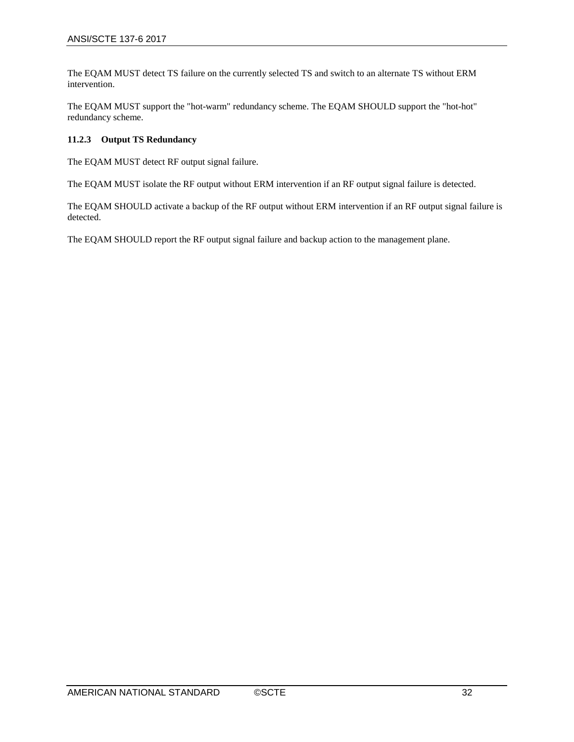The EQAM MUST detect TS failure on the currently selected TS and switch to an alternate TS without ERM intervention.

The EQAM MUST support the "hot-warm" redundancy scheme. The EQAM SHOULD support the "hot-hot" redundancy scheme.

#### 11.2.3 Output TS Redundancy

The EQAM MUST detect RF output signal failure.

The EQAM MUST isolate the RF output without ERM intervention if an RF output signal failure is detected.

The EQAM SHOULD activate a backup of the RF output without ERM intervention if an RF output signal failure is detected.

The EQAM SHOULD report the RF output signal failure and backup action to the management plane.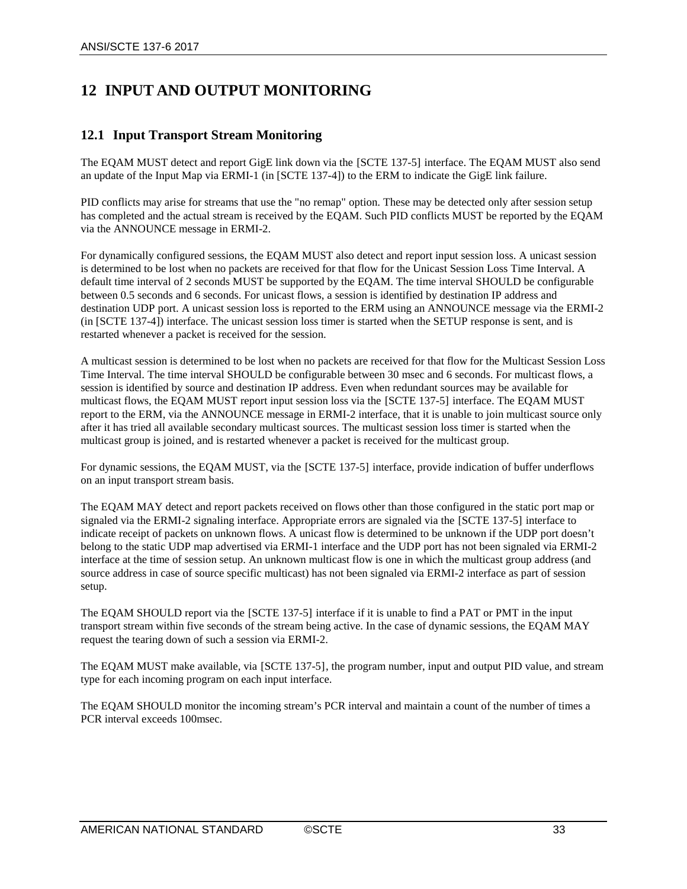# 12 INPUT AND OUTPUT MONITORING

## 12.1 Input Transport Stream Monitoring

The EQAM MUST detect and report GigE link down via the [SCTE 137-5] interface. The EQAM MUST also send an update of the Input Map via ERMI-1 (in [SCTE 137-4]) to the ERM to indicate the GigE link failure.

PID conflicts may arise for streams that use the "no remap" option. These may be detected only after session setup has completed and the actual stream is received by the EQAM. Such PID conflicts MUST be reported by the EQAM via the ANNOUNCE message in ERMI-2.

For dynamically configured sessions, the EQAM MUST also detect and report input session loss. A unicast session is determined to be lost when no packets are received for that flow for the Unicast Session Loss Time Interval. A default time interval of 2 seconds MUST be supported by the EQAM. The time interval SHOULD be configurable between 0.5 seconds and 6 seconds. For unicast flows, a session is identified by destination IP address and destination UDP port. A unicast session loss is reported to the ERM using an ANNOUNCE message via the ERMI-2 (in [SCTE 137-4]) interface. The unicast session loss timer is started when the SETUP response is sent, and is restarted whenever a packet is received for the session.

A multicast session is determined to be lost when no packets are received for that flow for the Multicast Session Loss Time Interval. The time interval SHOULD be configurable between 30 msec and 6 seconds. For multicast flows, a session is identified by source and destination IP address. Even when redundant sources may be available for multicast flows, the EQAM MUST report input session loss via the [SCTE 137-5] interface. The EQAM MUST report to the ERM, via the ANNOUNCE message in ERMI-2 interface, that it is unable to join multicast source only after it has tried all available secondary multicast sources. The multicast session loss timer is started when the multicast group is joined, and is restarted whenever a packet is received for the multicast group.

For dynamic sessions, the EQAM MUST, via the [SCTE 137-5] interface, provide indication of buffer underflows on an input transport stream basis.

The EQAM MAY detect and report packets received on flows other than those configured in the static port map or signaled via the ERMI-2 signaling interface. Appropriate errors are signaled via the [SCTE 137-5] interface to indicate receipt of packets on unknown flows. A unicast flow is determined to be unknown if the UDP port doesn't belong to the static UDP map advertised via ERMI-1 interface and the UDP port has not been signaled via ERMI-2 interface at the time of session setup. An unknown multicast flow is one in which the multicast group address (and source address in case of source specific multicast) has not been signaled via ERMI-2 interface as part of session setup.

The EQAM SHOULD report via the [SCTE 137-5] interface if it is unable to find a PAT or PMT in the input transport stream within five seconds of the stream being active. In the case of dynamic sessions, the EQAM MAY request the tearing down of such a session via ERMI-2.

The EQAM MUST make available, via [SCTE 137-5], the program number, input and output PID value, and stream type for each incoming program on each input interface.

The EQAM SHOULD monitor the incoming stream's PCR interval and maintain a count of the number of times a PCR interval exceeds 100msec.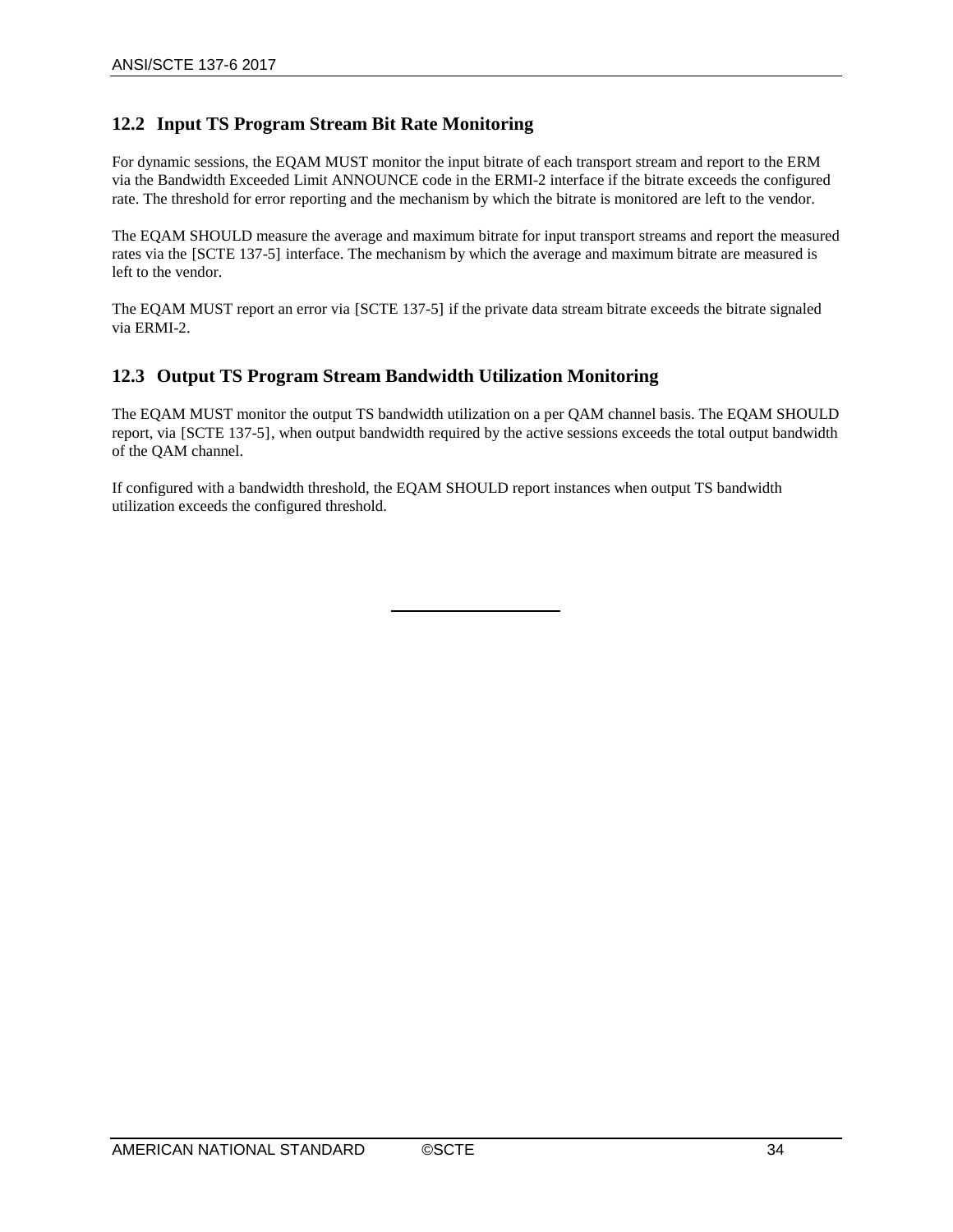## 12.2 Input TS Program Stream Bit Rate Monitoring

For dynamic sessions, the EQAM MUST monitor the input bitrate of each transport stream and report to the ERM via the Bandwidth Exceeded Limit ANNOUNCE code in the ERMI-2 interface if the bitrate exceeds the configured rate. The threshold for error reporting and the mechanism by which the bitrate is monitored are left to the vendor.

The EQAM SHOULD measure the average and maximum bitrate for input transport streams and report the measured rates via the [SCTE 137-5] interface. The mechanism by which the average and maximum bitrate are measured is left to the vendor.

The EQAM MUST report an error via [SCTE 137-5] if the private data stream bitrate exceeds the bitrate signaled via ERMI-2.

## 12.3 Output TS Program Stream Bandwidth Utilization Monitoring

The EQAM MUST monitor the output TS bandwidth utilization on a per QAM channel basis. The EQAM SHOULD report, via [SCTE 137-5], when output bandwidth required by the active sessions exceeds the total output bandwidth of the QAM channel.

If configured with a bandwidth threshold, the EQAM SHOULD report instances when output TS bandwidth utilization exceeds the configured threshold.